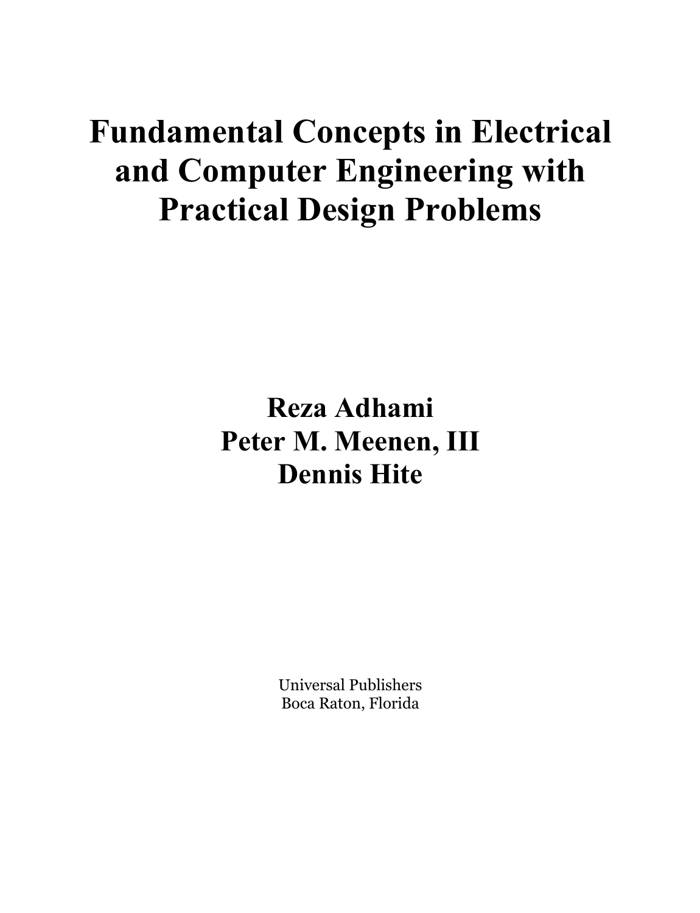# Fundamental Concepts in Electrical and Computer Engineering with Practical Design Problems

**Reza Adhami**
**Peter M. Meenen, III**
**Dennis Hite**

Universal Publishers
Boca Raton, Florida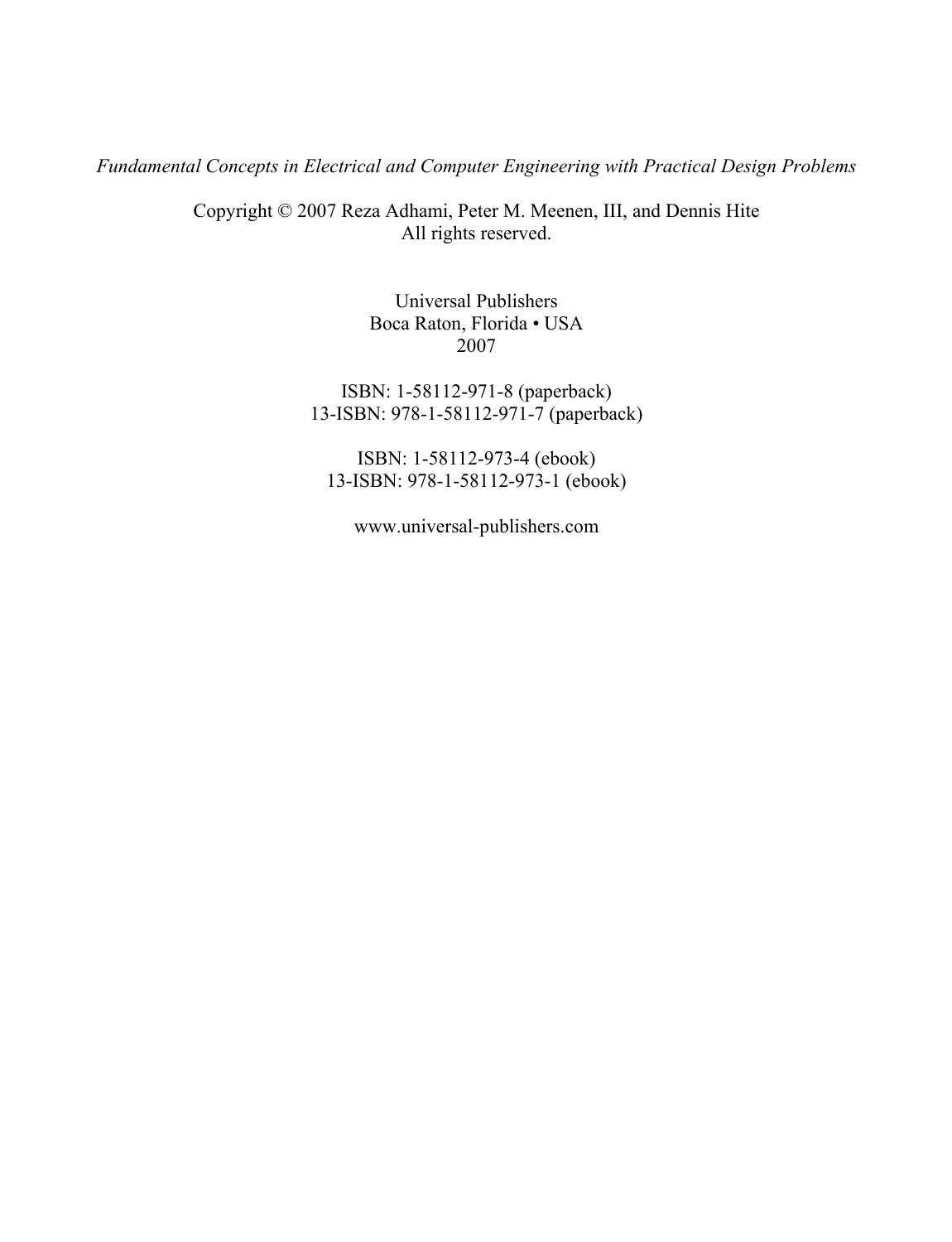*Fundamental Concepts in Electrical and Computer Engineering with Practical Design Problems*

Copyright © 2007 Reza Adhami, Peter M. Meenen, III, and Dennis Hite
All rights reserved.

Universal Publishers
Boca Raton, Florida • USA
2007

ISBN: 1-58112-971-8 (paperback)
13-ISBN: 978-1-58112-971-7 (paperback)

ISBN: 1-58112-973-4 (ebook)
13-ISBN: 978-1-58112-973-1 (ebook)

www.universal-publishers.com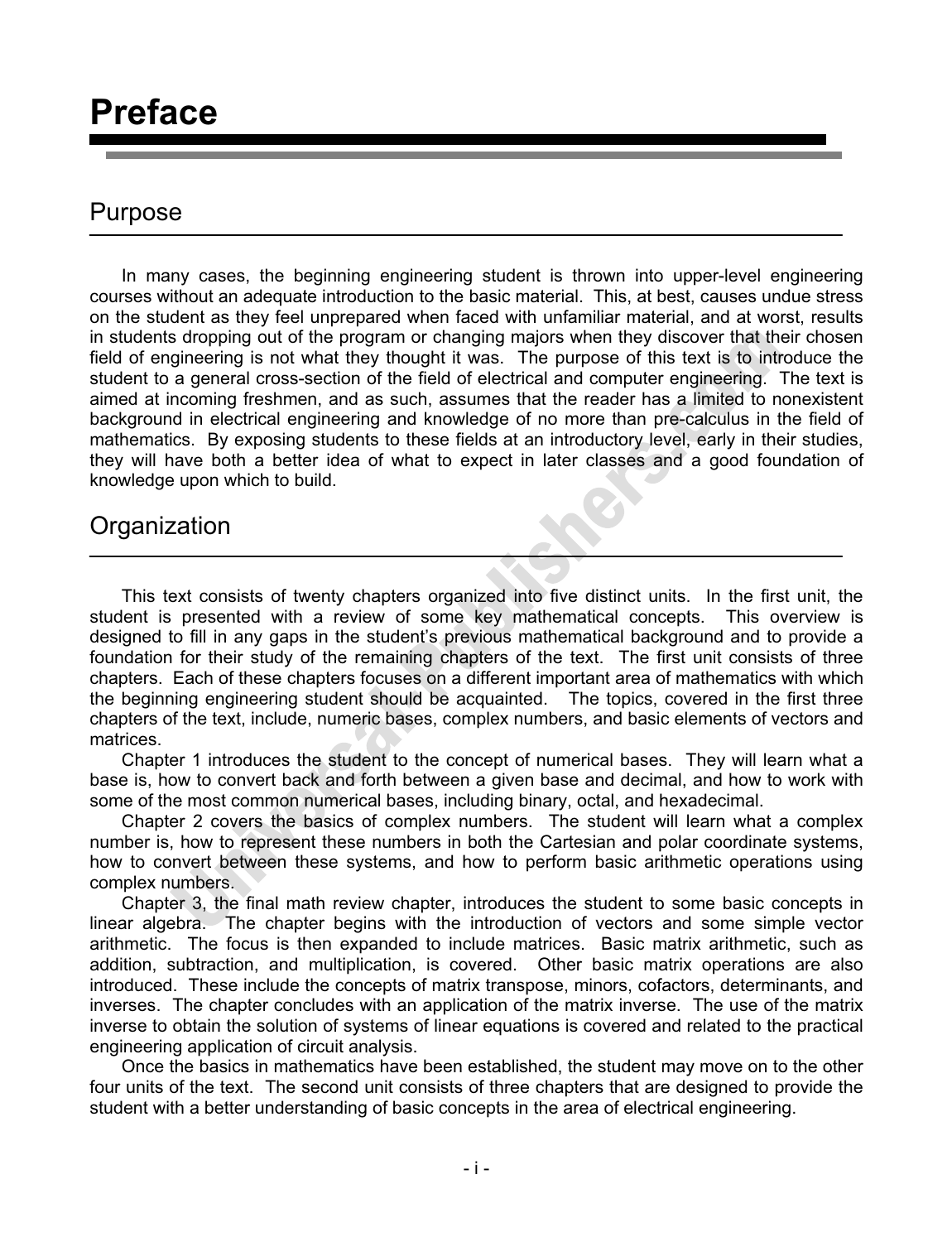# Preface

## Purpose

In many cases, the beginning engineering student is thrown into upper-level engineering courses without an adequate introduction to the basic material. This, at best, causes undue stress on the student as they feel unprepared when faced with unfamiliar material, and at worst, results in students dropping out of the program or changing majors when they discover that their chosen field of engineering is not what they thought it was. The purpose of this text is to introduce the student to a general cross-section of the field of electrical and computer engineering. The text is aimed at incoming freshmen, and as such, assumes that the reader has a limited to nonexistent background in electrical engineering and knowledge of no more than pre-calculus in the field of mathematics. By exposing students to these fields at an introductory level, early in their studies, they will have both a better idea of what to expect in later classes and a good foundation of knowledge upon which to build.

## Organization

This text consists of twenty chapters organized into five distinct units. In the first unit, the student is presented with a review of some key mathematical concepts. This overview is designed to fill in any gaps in the student's previous mathematical background and to provide a foundation for their study of the remaining chapters of the text. The first unit consists of three chapters. Each of these chapters focuses on a different important area of mathematics with which the beginning engineering student should be acquainted. The topics, covered in the first three chapters of the text, include, numeric bases, complex numbers, and basic elements of vectors and matrices.

Chapter 1 introduces the student to the concept of numerical bases. They will learn what a base is, how to convert back and forth between a given base and decimal, and how to work with some of the most common numerical bases, including binary, octal, and hexadecimal.

Chapter 2 covers the basics of complex numbers. The student will learn what a complex number is, how to represent these numbers in both the Cartesian and polar coordinate systems, how to convert between these systems, and how to perform basic arithmetic operations using complex numbers.

Chapter 3, the final math review chapter, introduces the student to some basic concepts in linear algebra. The chapter begins with the introduction of vectors and some simple vector arithmetic. The focus is then expanded to include matrices. Basic matrix arithmetic, such as addition, subtraction, and multiplication, is covered. Other basic matrix operations are also introduced. These include the concepts of matrix transpose, minors, cofactors, determinants, and inverses. The chapter concludes with an application of the matrix inverse. The use of the matrix inverse to obtain the solution of systems of linear equations is covered and related to the practical engineering application of circuit analysis.

Once the basics in mathematics have been established, the student may move on to the other four units of the text. The second unit consists of three chapters that are designed to provide the student with a better understanding of basic concepts in the area of electrical engineering.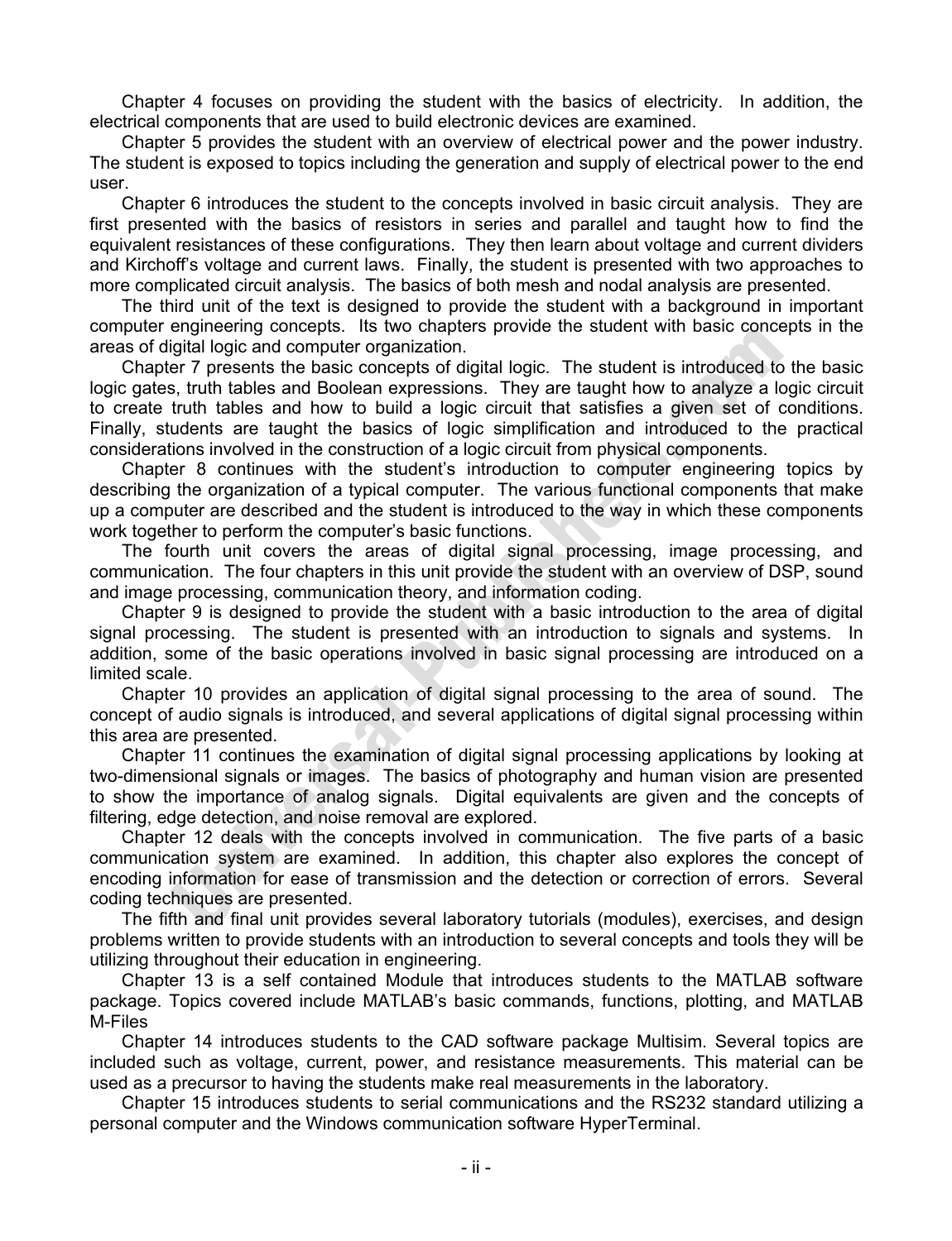Chapter 4 focuses on providing the student with the basics of electricity. In addition, the electrical components that are used to build electronic devices are examined.

Chapter 5 provides the student with an overview of electrical power and the power industry. The student is exposed to topics including the generation and supply of electrical power to the end user.

Chapter 6 introduces the student to the concepts involved in basic circuit analysis. They are first presented with the basics of resistors in series and parallel and taught how to find the equivalent resistances of these configurations. They then learn about voltage and current dividers and Kirchoff's voltage and current laws. Finally, the student is presented with two approaches to more complicated circuit analysis. The basics of both mesh and nodal analysis are presented.

The third unit of the text is designed to provide the student with a background in important computer engineering concepts. Its two chapters provide the student with basic concepts in the areas of digital logic and computer organization.

Chapter 7 presents the basic concepts of digital logic. The student is introduced to the basic logic gates, truth tables and Boolean expressions. They are taught how to analyze a logic circuit to create truth tables and how to build a logic circuit that satisfies a given set of conditions. Finally, students are taught the basics of logic simplification and introduced to the practical considerations involved in the construction of a logic circuit from physical components.

Chapter 8 continues with the student's introduction to computer engineering topics by describing the organization of a typical computer. The various functional components that make up a computer are described and the student is introduced to the way in which these components work together to perform the computer's basic functions.

The fourth unit covers the areas of digital signal processing, image processing, and communication. The four chapters in this unit provide the student with an overview of DSP, sound and image processing, communication theory, and information coding.

Chapter 9 is designed to provide the student with a basic introduction to the area of digital signal processing. The student is presented with an introduction to signals and systems. In addition, some of the basic operations involved in basic signal processing are introduced on a limited scale.

Chapter 10 provides an application of digital signal processing to the area of sound. The concept of audio signals is introduced, and several applications of digital signal processing within this area are presented.

Chapter 11 continues the examination of digital signal processing applications by looking at two-dimensional signals or images. The basics of photography and human vision are presented to show the importance of analog signals. Digital equivalents are given and the concepts of filtering, edge detection, and noise removal are explored.

Chapter 12 deals with the concepts involved in communication. The five parts of a basic communication system are examined. In addition, this chapter also explores the concept of encoding information for ease of transmission and the detection or correction of errors. Several coding techniques are presented.

The fifth and final unit provides several laboratory tutorials (modules), exercises, and design problems written to provide students with an introduction to several concepts and tools they will be utilizing throughout their education in engineering.

Chapter 13 is a self contained Module that introduces students to the MATLAB software package. Topics covered include MATLAB's basic commands, functions, plotting, and MATLAB M-Files

Chapter 14 introduces students to the CAD software package Multisim. Several topics are included such as voltage, current, power, and resistance measurements. This material can be used as a precursor to having the students make real measurements in the laboratory.

Chapter 15 introduces students to serial communications and the RS232 standard utilizing a personal computer and the Windows communication software HyperTerminal.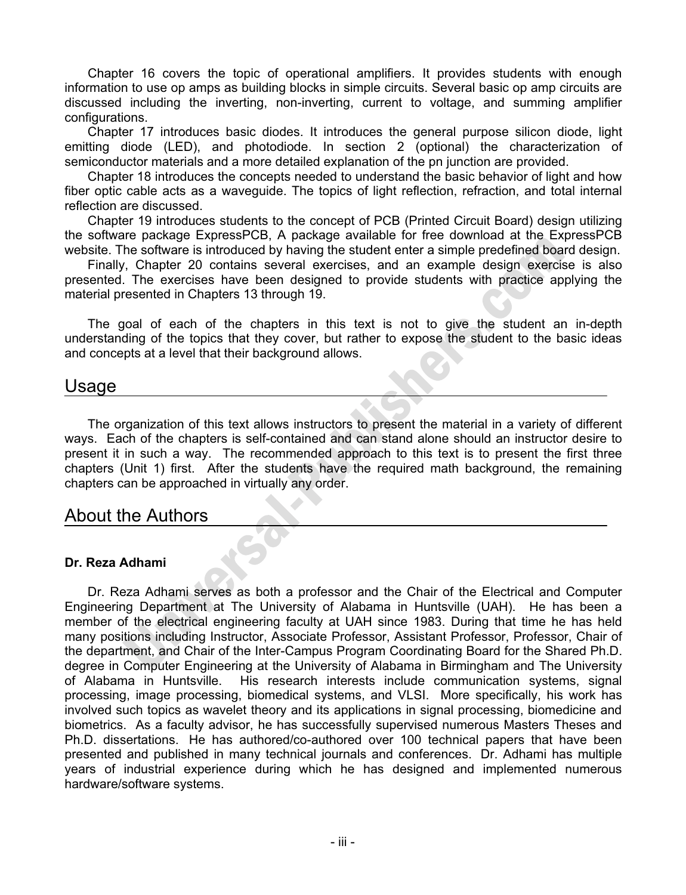Chapter 16 covers the topic of operational amplifiers. It provides students with enough information to use op amps as building blocks in simple circuits. Several basic op amp circuits are discussed including the inverting, non-inverting, current to voltage, and summing amplifier configurations.

Chapter 17 introduces basic diodes. It introduces the general purpose silicon diode, light emitting diode (LED), and photodiode. In section 2 (optional) the characterization of semiconductor materials and a more detailed explanation of the pn junction are provided.

Chapter 18 introduces the concepts needed to understand the basic behavior of light and how fiber optic cable acts as a waveguide. The topics of light reflection, refraction, and total internal reflection are discussed.

Chapter 19 introduces students to the concept of PCB (Printed Circuit Board) design utilizing the software package ExpressPCB, A package available for free download at the ExpressPCB website. The software is introduced by having the student enter a simple predefined board design.

Finally, Chapter 20 contains several exercises, and an example design exercise is also presented. The exercises have been designed to provide students with practice applying the material presented in Chapters 13 through 19.

The goal of each of the chapters in this text is not to give the student an in-depth understanding of the topics that they cover, but rather to expose the student to the basic ideas and concepts at a level that their background allows.

## Usage

The organization of this text allows instructors to present the material in a variety of different ways. Each of the chapters is self-contained and can stand alone should an instructor desire to present it in such a way. The recommended approach to this text is to present the first three chapters (Unit 1) first. After the students have the required math background, the remaining chapters can be approached in virtually any order.

## About the Authors

**Dr. Reza Adhami**

Dr. Reza Adhami serves as both a professor and the Chair of the Electrical and Computer Engineering Department at The University of Alabama in Huntsville (UAH). He has been a member of the electrical engineering faculty at UAH since 1983. During that time he has held many positions including Instructor, Associate Professor, Assistant Professor, Professor, Chair of the department, and Chair of the Inter-Campus Program Coordinating Board for the Shared Ph.D. degree in Computer Engineering at the University of Alabama in Birmingham and The University of Alabama in Huntsville. His research interests include communication systems, signal processing, image processing, biomedical systems, and VLSI. More specifically, his work has involved such topics as wavelet theory and its applications in signal processing, biomedicine and biometrics. As a faculty advisor, he has successfully supervised numerous Masters Theses and Ph.D. dissertations. He has authored/co-authored over 100 technical papers that have been presented and published in many technical journals and conferences. Dr. Adhami has multiple years of industrial experience during which he has designed and implemented numerous hardware/software systems.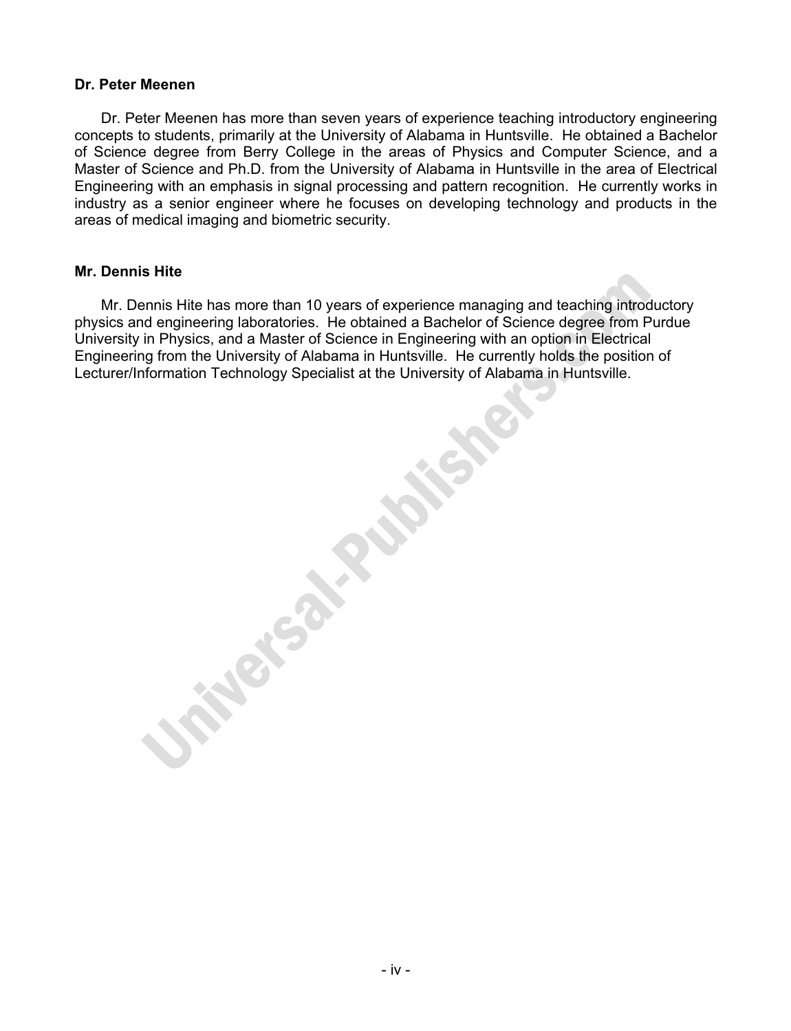**Dr. Peter Meenen**

Dr. Peter Meenen has more than seven years of experience teaching introductory engineering concepts to students, primarily at the University of Alabama in Huntsville. He obtained a Bachelor of Science degree from Berry College in the areas of Physics and Computer Science, and a Master of Science and Ph.D. from the University of Alabama in Huntsville in the area of Electrical Engineering with an emphasis in signal processing and pattern recognition. He currently works in industry as a senior engineer where he focuses on developing technology and products in the areas of medical imaging and biometric security.

**Mr. Dennis Hite**

Mr. Dennis Hite has more than 10 years of experience managing and teaching introductory physics and engineering laboratories. He obtained a Bachelor of Science degree from Purdue University in Physics, and a Master of Science in Engineering with an option in Electrical Engineering from the University of Alabama in Huntsville. He currently holds the position of Lecturer/Information Technology Specialist at the University of Alabama in Huntsville.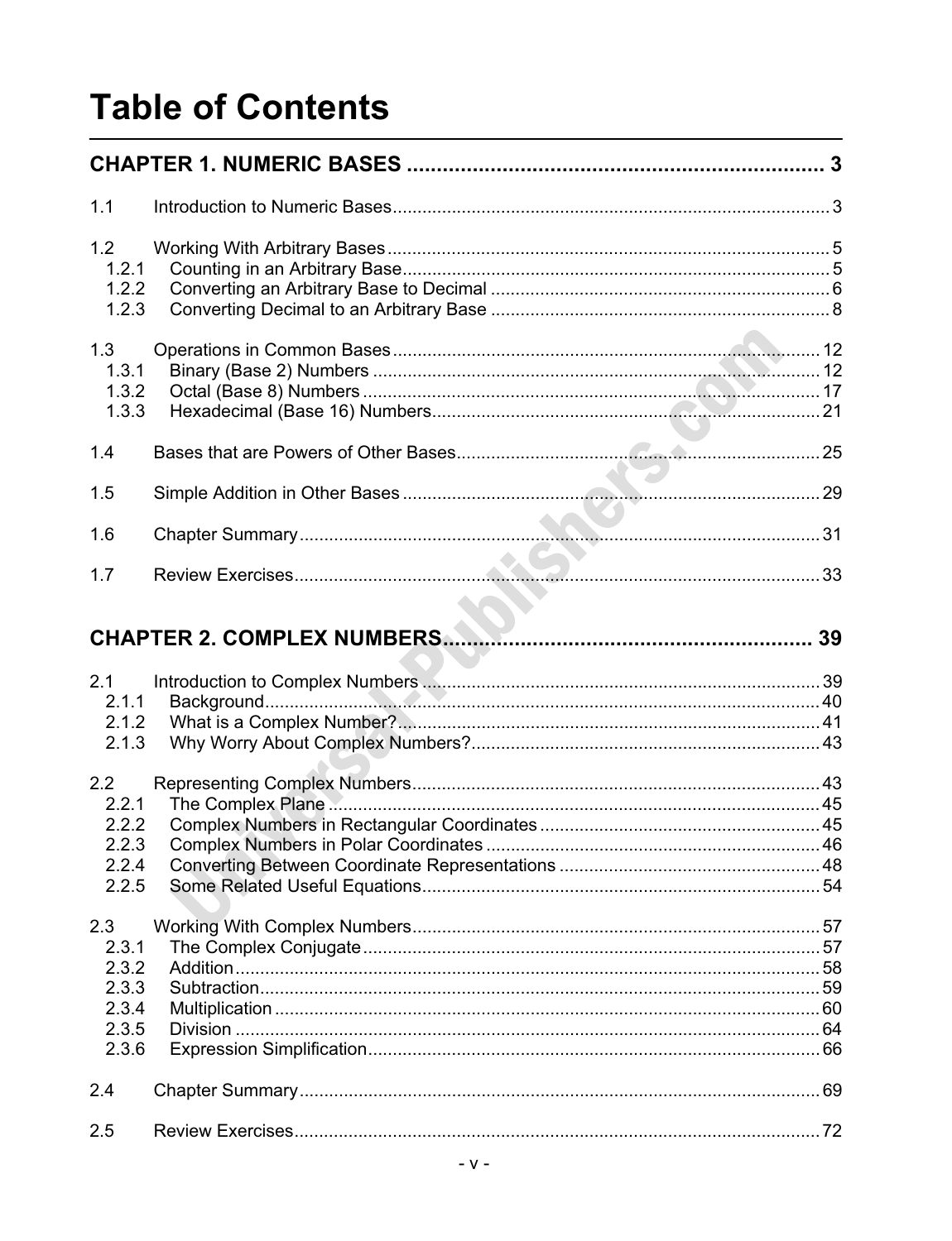# Table of Contents

**CHAPTER 1. NUMERIC BASES ........................................................................ 3**

1.1 Introduction to Numeric Bases ........................................................................ 3

1.2 Working With Arbitrary Bases ........................................................................ 5
- 1.2.1 Counting in an Arbitrary Base ........................................................................ 5
- 1.2.2 Converting an Arbitrary Base to Decimal ........................................................................ 6
- 1.2.3 Converting Decimal to an Arbitrary Base ........................................................................ 8

1.3 Operations in Common Bases ........................................................................ 12
- 1.3.1 Binary (Base 2) Numbers ........................................................................ 12
- 1.3.2 Octal (Base 8) Numbers ........................................................................ 17
- 1.3.3 Hexadecimal (Base 16) Numbers ........................................................................ 21

1.4 Bases that are Powers of Other Bases ........................................................................ 25

1.5 Simple Addition in Other Bases ........................................................................ 29

1.6 Chapter Summary ........................................................................ 31

1.7 Review Exercises ........................................................................ 33

**CHAPTER 2. COMPLEX NUMBERS ........................................................................ 39**

2.1 Introduction to Complex Numbers ........................................................................ 39
- 2.1.1 Background ........................................................................ 40
- 2.1.2 What is a Complex Number? ........................................................................ 41
- 2.1.3 Why Worry About Complex Numbers? ........................................................................ 43

2.2 Representing Complex Numbers ........................................................................ 43
- 2.2.1 The Complex Plane ........................................................................ 45
- 2.2.2 Complex Numbers in Rectangular Coordinates ........................................................................ 45
- 2.2.3 Complex Numbers in Polar Coordinates ........................................................................ 46
- 2.2.4 Converting Between Coordinate Representations ........................................................................ 48
- 2.2.5 Some Related Useful Equations ........................................................................ 54

2.3 Working With Complex Numbers ........................................................................ 57
- 2.3.1 The Complex Conjugate ........................................................................ 57
- 2.3.2 Addition ........................................................................ 58
- 2.3.3 Subtraction ........................................................................ 59
- 2.3.4 Multiplication ........................................................................ 60
- 2.3.5 Division ........................................................................ 64
- 2.3.6 Expression Simplification ........................................................................ 66

2.4 Chapter Summary ........................................................................ 69

2.5 Review Exercises ........................................................................ 72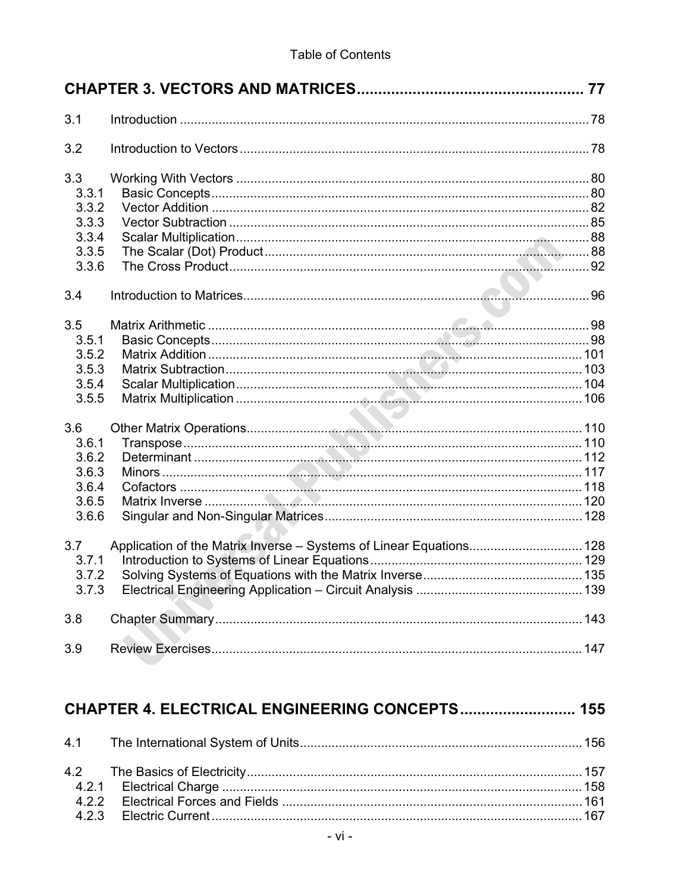## CHAPTER 3. VECTORS AND MATRICES .................................................... 77

3.1 Introduction ........................................................................................................ 78

3.2 Introduction to Vectors ........................................................................................ 78

3.3 Working With Vectors ......................................................................................... 80
- 3.3.1 Basic Concepts ................................................................................................ 80
- 3.3.2 Vector Addition ................................................................................................ 82
- 3.3.3 Vector Subtraction ........................................................................................... 85
- 3.3.4 Scalar Multiplication ......................................................................................... 88
- 3.3.5 The Scalar (Dot) Product .................................................................................. 88
- 3.3.6 The Cross Product ............................................................................................ 92

3.4 Introduction to Matrices ....................................................................................... 96

3.5 Matrix Arithmetic ................................................................................................. 98
- 3.5.1 Basic Concepts ................................................................................................ 98
- 3.5.2 Matrix Addition ............................................................................................... 101
- 3.5.3 Matrix Subtraction .......................................................................................... 103
- 3.5.4 Scalar Multiplication ........................................................................................ 104
- 3.5.5 Matrix Multiplication ........................................................................................ 106

3.6 Other Matrix Operations ..................................................................................... 110
- 3.6.1 Transpose ...................................................................................................... 110
- 3.6.2 Determinant ................................................................................................... 112
- 3.6.3 Minors ........................................................................................................... 117
- 3.6.4 Cofactors ....................................................................................................... 118
- 3.6.5 Matrix Inverse ................................................................................................ 120
- 3.6.6 Singular and Non-Singular Matrices ................................................................ 128

3.7 Application of the Matrix Inverse – Systems of Linear Equations ............................ 128
- 3.7.1 Introduction to Systems of Linear Equations .................................................... 129
- 3.7.2 Solving Systems of Equations with the Matrix Inverse ..................................... 135
- 3.7.3 Electrical Engineering Application – Circuit Analysis ....................................... 139

3.8 Chapter Summary ............................................................................................... 143

3.9 Review Exercises ................................................................................................. 147

## CHAPTER 4. ELECTRICAL ENGINEERING CONCEPTS .......................... 155

4.1 The International System of Units ....................................................................... 156

4.2 The Basics of Electricity ...................................................................................... 157
- 4.2.1 Electrical Charge ............................................................................................ 158
- 4.2.2 Electrical Forces and Fields ............................................................................ 161
- 4.2.3 Electric Current .............................................................................................. 167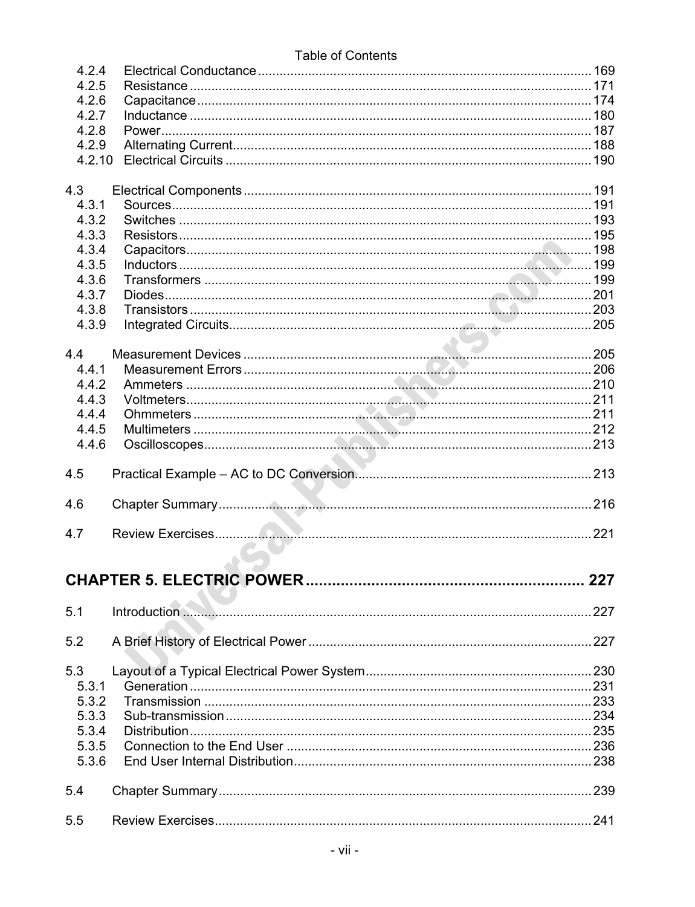4.2.4 Electrical Conductance ........................................................................................... 169
4.2.5 Resistance ............................................................................................................. 171
4.2.6 Capacitance ........................................................................................................... 174
4.2.7 Inductance ............................................................................................................. 180
4.2.8 Power ..................................................................................................................... 187
4.2.9 Alternating Current ................................................................................................. 188
4.2.10 Electrical Circuits .................................................................................................. 190

4.3 Electrical Components ................................................................................................ 191
4.3.1 Sources .................................................................................................................. 191
4.3.2 Switches ................................................................................................................ 193
4.3.3 Resistors ................................................................................................................ 195
4.3.4 Capacitors .............................................................................................................. 198
4.3.5 Inductors ................................................................................................................ 199
4.3.6 Transformers .......................................................................................................... 199
4.3.7 Diodes .................................................................................................................... 201
4.3.8 Transistors ............................................................................................................. 203
4.3.9 Integrated Circuits .................................................................................................. 205

4.4 Measurement Devices ................................................................................................ 205
4.4.1 Measurement Errors ............................................................................................... 206
4.4.2 Ammeters ............................................................................................................... 210
4.4.3 Voltmeters .............................................................................................................. 211
4.4.4 Ohmmeters ............................................................................................................. 211
4.4.5 Multimeters ............................................................................................................. 212
4.4.6 Oscilloscopes .......................................................................................................... 213

4.5 Practical Example – AC to DC Conversion ................................................................. 213

4.6 Chapter Summary ....................................................................................................... 216

4.7 Review Exercises ........................................................................................................ 221

## CHAPTER 5. ELECTRIC POWER ........................................................................ 227

5.1 Introduction ................................................................................................................. 227

5.2 A Brief History of Electrical Power .............................................................................. 227

5.3 Layout of a Typical Electrical Power System .............................................................. 230
5.3.1 Generation ............................................................................................................. 231
5.3.2 Transmission .......................................................................................................... 233
5.3.3 Sub-transmission .................................................................................................... 234
5.3.4 Distribution ............................................................................................................. 235
5.3.5 Connection to the End User ................................................................................... 236
5.3.6 End User Internal Distribution ................................................................................ 238

5.4 Chapter Summary ....................................................................................................... 239

5.5 Review Exercises ........................................................................................................ 241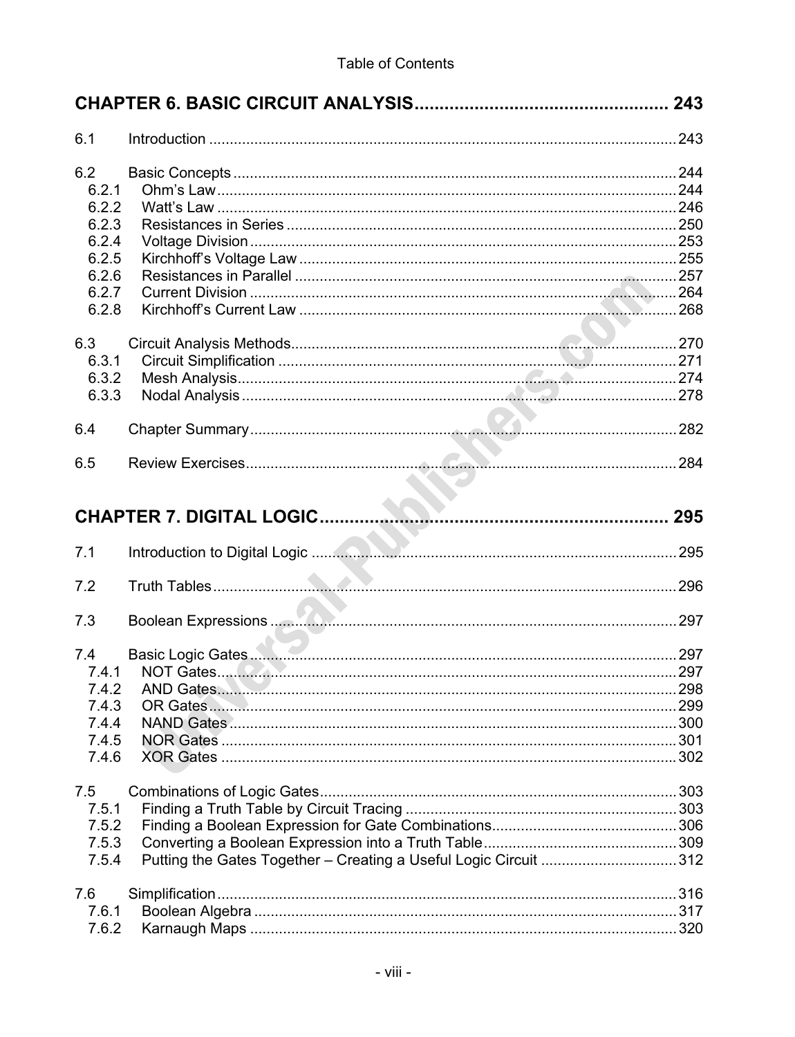## CHAPTER 6. BASIC CIRCUIT ANALYSIS .................................................. 243

6.1 Introduction ........................................................................................................ 243

6.2 Basic Concepts ................................................................................................... 244
- 6.2.1 Ohm's Law ...................................................................................................... 244
- 6.2.2 Watt's Law ...................................................................................................... 246
- 6.2.3 Resistances in Series ..................................................................................... 250
- 6.2.4 Voltage Division .............................................................................................. 253
- 6.2.5 Kirchhoff's Voltage Law .................................................................................. 255
- 6.2.6 Resistances in Parallel ................................................................................... 257
- 6.2.7 Current Division .............................................................................................. 264
- 6.2.8 Kirchhoff's Current Law .................................................................................. 268

6.3 Circuit Analysis Methods .................................................................................... 270
- 6.3.1 Circuit Simplification ....................................................................................... 271
- 6.3.2 Mesh Analysis ................................................................................................. 274
- 6.3.3 Nodal Analysis ................................................................................................ 278

6.4 Chapter Summary ............................................................................................... 282

6.5 Review Exercises ................................................................................................ 284

## CHAPTER 7. DIGITAL LOGIC ..................................................................... 295

7.1 Introduction to Digital Logic ............................................................................... 295

7.2 Truth Tables ........................................................................................................ 296

7.3 Boolean Expressions .......................................................................................... 297

7.4 Basic Logic Gates ............................................................................................... 297
- 7.4.1 NOT Gates ...................................................................................................... 297
- 7.4.2 AND Gates ...................................................................................................... 298
- 7.4.3 OR Gates ......................................................................................................... 299
- 7.4.4 NAND Gates .................................................................................................... 300
- 7.4.5 NOR Gates ...................................................................................................... 301
- 7.4.6 XOR Gates ...................................................................................................... 302

7.5 Combinations of Logic Gates ............................................................................. 303
- 7.5.1 Finding a Truth Table by Circuit Tracing ......................................................... 303
- 7.5.2 Finding a Boolean Expression for Gate Combinations .................................... 306
- 7.5.3 Converting a Boolean Expression into a Truth Table ....................................... 309
- 7.5.4 Putting the Gates Together – Creating a Useful Logic Circuit ......................... 312

7.6 Simplification ...................................................................................................... 316
- 7.6.1 Boolean Algebra .............................................................................................. 317
- 7.6.2 Karnaugh Maps ............................................................................................... 320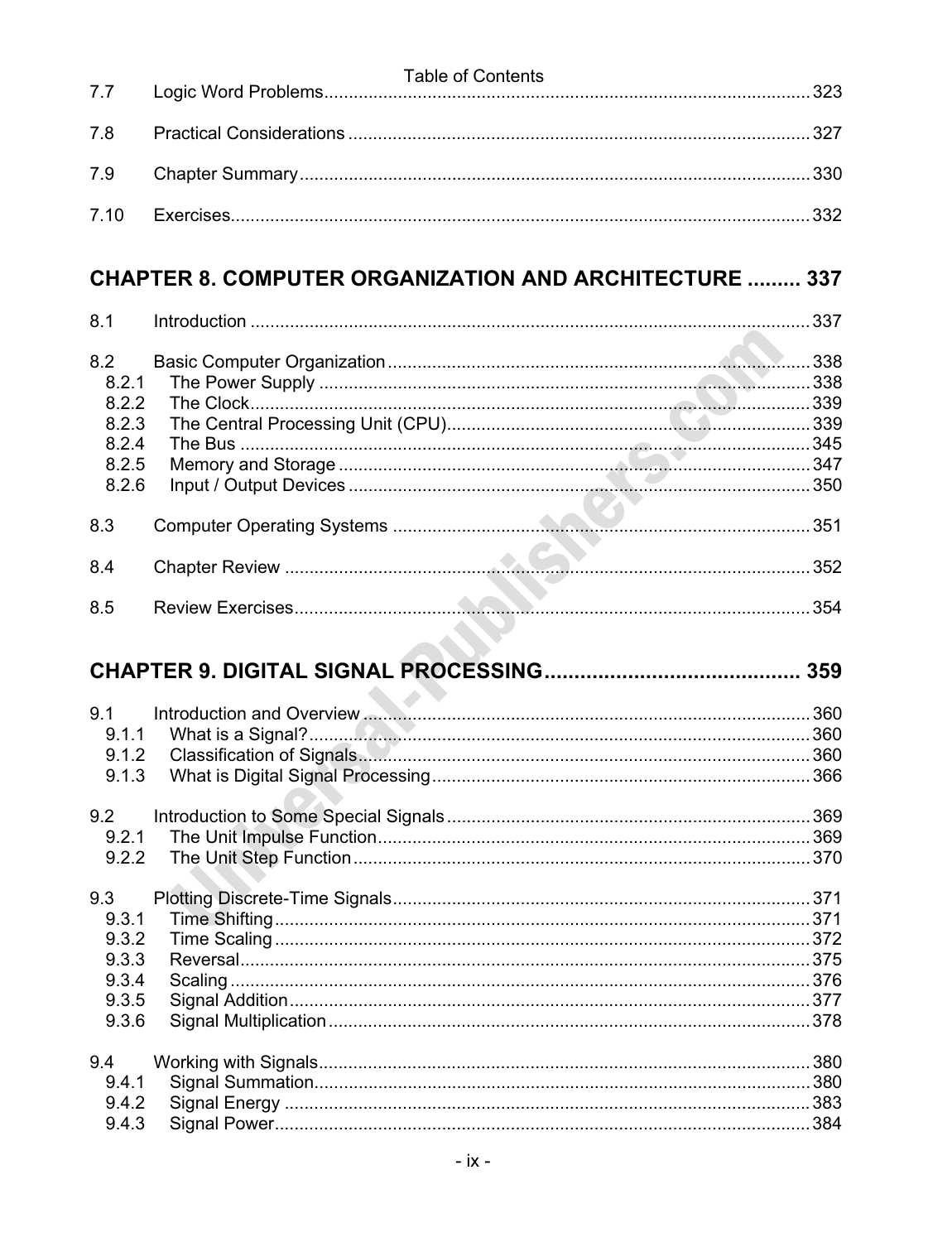| | | |
|---|---|---|
| 7.7 | Logic Word Problems | 323 |
| 7.8 | Practical Considerations | 327 |
| 7.9 | Chapter Summary | 330 |
| 7.10 | Exercises | 332 |

## CHAPTER 8. COMPUTER ORGANIZATION AND ARCHITECTURE ......... 337

| | | |
|---|---|---|
| 8.1 | Introduction | 337 |
| 8.2 | Basic Computer Organization | 338 |
| 8.2.1 | The Power Supply | 338 |
| 8.2.2 | The Clock | 339 |
| 8.2.3 | The Central Processing Unit (CPU) | 339 |
| 8.2.4 | The Bus | 345 |
| 8.2.5 | Memory and Storage | 347 |
| 8.2.6 | Input / Output Devices | 350 |
| 8.3 | Computer Operating Systems | 351 |
| 8.4 | Chapter Review | 352 |
| 8.5 | Review Exercises | 354 |

## CHAPTER 9. DIGITAL SIGNAL PROCESSING ......................................... 359

| | | |
|---|---|---|
| 9.1 | Introduction and Overview | 360 |
| 9.1.1 | What is a Signal? | 360 |
| 9.1.2 | Classification of Signals | 360 |
| 9.1.3 | What is Digital Signal Processing | 366 |
| 9.2 | Introduction to Some Special Signals | 369 |
| 9.2.1 | The Unit Impulse Function | 369 |
| 9.2.2 | The Unit Step Function | 370 |
| 9.3 | Plotting Discrete-Time Signals | 371 |
| 9.3.1 | Time Shifting | 371 |
| 9.3.2 | Time Scaling | 372 |
| 9.3.3 | Reversal | 375 |
| 9.3.4 | Scaling | 376 |
| 9.3.5 | Signal Addition | 377 |
| 9.3.6 | Signal Multiplication | 378 |
| 9.4 | Working with Signals | 380 |
| 9.4.1 | Signal Summation | 380 |
| 9.4.2 | Signal Energy | 383 |
| 9.4.3 | Signal Power | 384 |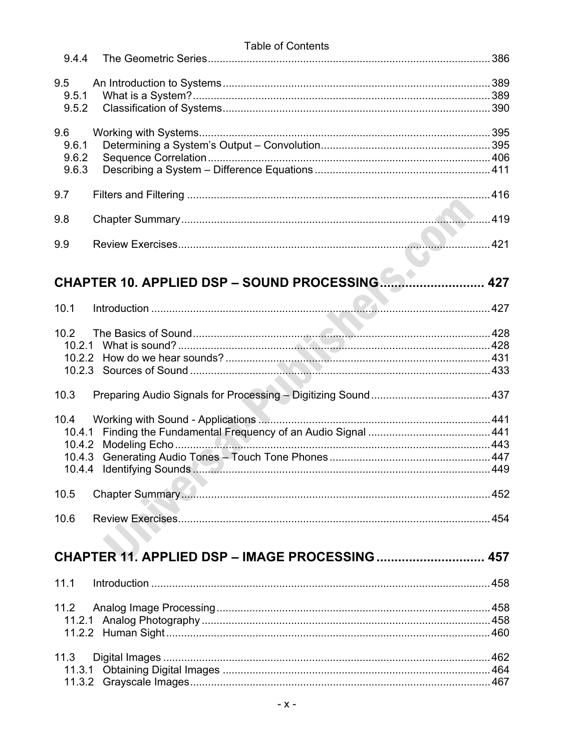9.4.4 The Geometric Series ............ 386

9.5 An Introduction to Systems ............ 389
9.5.1 What is a System? ............ 389
9.5.2 Classification of Systems ............ 390

9.6 Working with Systems ............ 395
9.6.1 Determining a System's Output – Convolution ............ 395
9.6.2 Sequence Correlation ............ 406
9.6.3 Describing a System – Difference Equations ............ 411

9.7 Filters and Filtering ............ 416

9.8 Chapter Summary ............ 419

9.9 Review Exercises ............ 421

## CHAPTER 10. APPLIED DSP – SOUND PROCESSING ............ 427

10.1 Introduction ............ 427

10.2 The Basics of Sound ............ 428
10.2.1 What is sound? ............ 428
10.2.2 How do we hear sounds? ............ 431
10.2.3 Sources of Sound ............ 433

10.3 Preparing Audio Signals for Processing – Digitizing Sound ............ 437

10.4 Working with Sound - Applications ............ 441
10.4.1 Finding the Fundamental Frequency of an Audio Signal ............ 441
10.4.2 Modeling Echo ............ 443
10.4.3 Generating Audio Tones – Touch Tone Phones ............ 447
10.4.4 Identifying Sounds ............ 449

10.5 Chapter Summary ............ 452

10.6 Review Exercises ............ 454

## CHAPTER 11. APPLIED DSP – IMAGE PROCESSING ............ 457

11.1 Introduction ............ 458

11.2 Analog Image Processing ............ 458
11.2.1 Analog Photography ............ 458
11.2.2 Human Sight ............ 460

11.3 Digital Images ............ 462
11.3.1 Obtaining Digital Images ............ 464
11.3.2 Grayscale Images ............ 467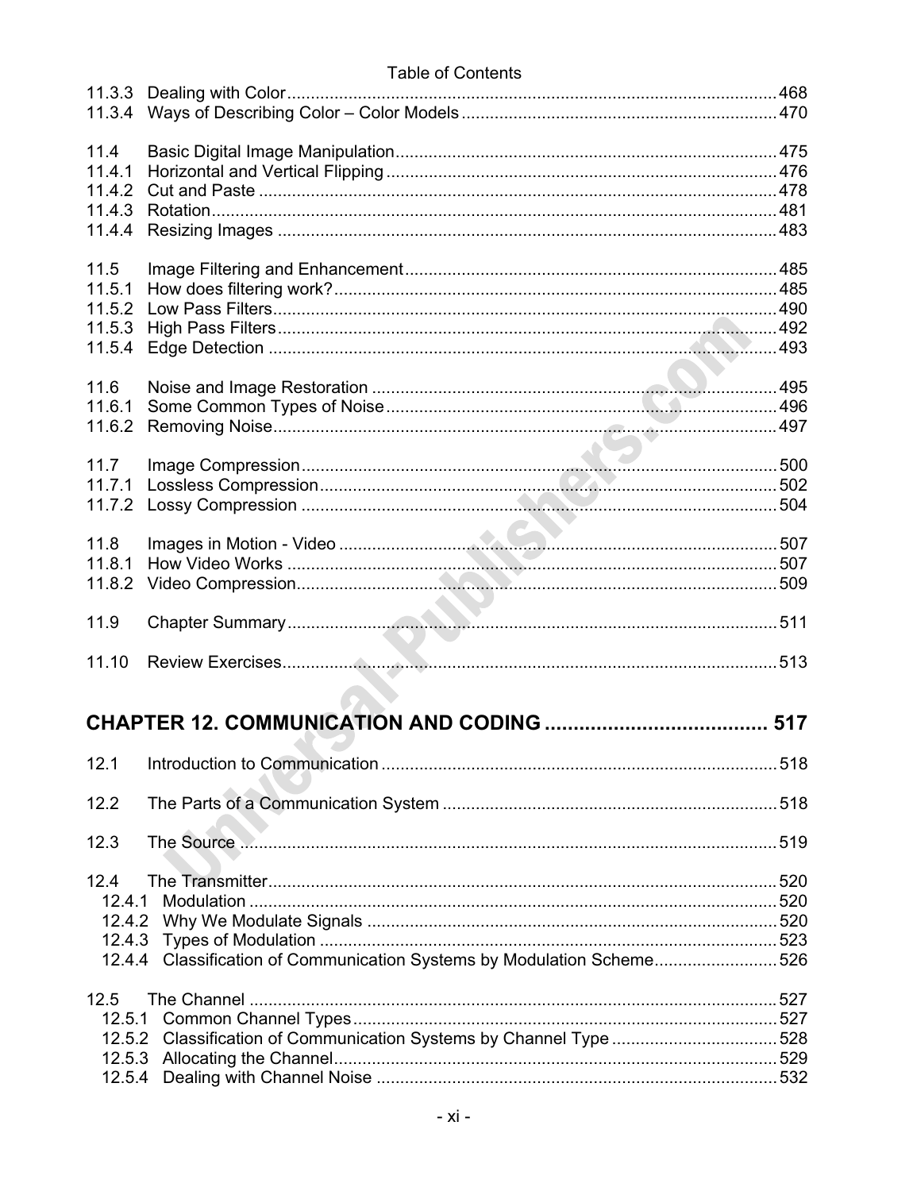11.3.3 Dealing with Color ........ 468
11.3.4 Ways of Describing Color – Color Models ........ 470

11.4 Basic Digital Image Manipulation ........ 475
11.4.1 Horizontal and Vertical Flipping ........ 476
11.4.2 Cut and Paste ........ 478
11.4.3 Rotation ........ 481
11.4.4 Resizing Images ........ 483

11.5 Image Filtering and Enhancement ........ 485
11.5.1 How does filtering work? ........ 485
11.5.2 Low Pass Filters ........ 490
11.5.3 High Pass Filters ........ 492
11.5.4 Edge Detection ........ 493

11.6 Noise and Image Restoration ........ 495
11.6.1 Some Common Types of Noise ........ 496
11.6.2 Removing Noise ........ 497

11.7 Image Compression ........ 500
11.7.1 Lossless Compression ........ 502
11.7.2 Lossy Compression ........ 504

11.8 Images in Motion - Video ........ 507
11.8.1 How Video Works ........ 507
11.8.2 Video Compression ........ 509

11.9 Chapter Summary ........ 511

11.10 Review Exercises ........ 513

## CHAPTER 12. COMMUNICATION AND CODING ........ 517

12.1 Introduction to Communication ........ 518

12.2 The Parts of a Communication System ........ 518

12.3 The Source ........ 519

12.4 The Transmitter ........ 520
- 12.4.1 Modulation ........ 520
- 12.4.2 Why We Modulate Signals ........ 520
- 12.4.3 Types of Modulation ........ 523
- 12.4.4 Classification of Communication Systems by Modulation Scheme ........ 526

12.5 The Channel ........ 527
- 12.5.1 Common Channel Types ........ 527
- 12.5.2 Classification of Communication Systems by Channel Type ........ 528
- 12.5.3 Allocating the Channel ........ 529
- 12.5.4 Dealing with Channel Noise ........ 532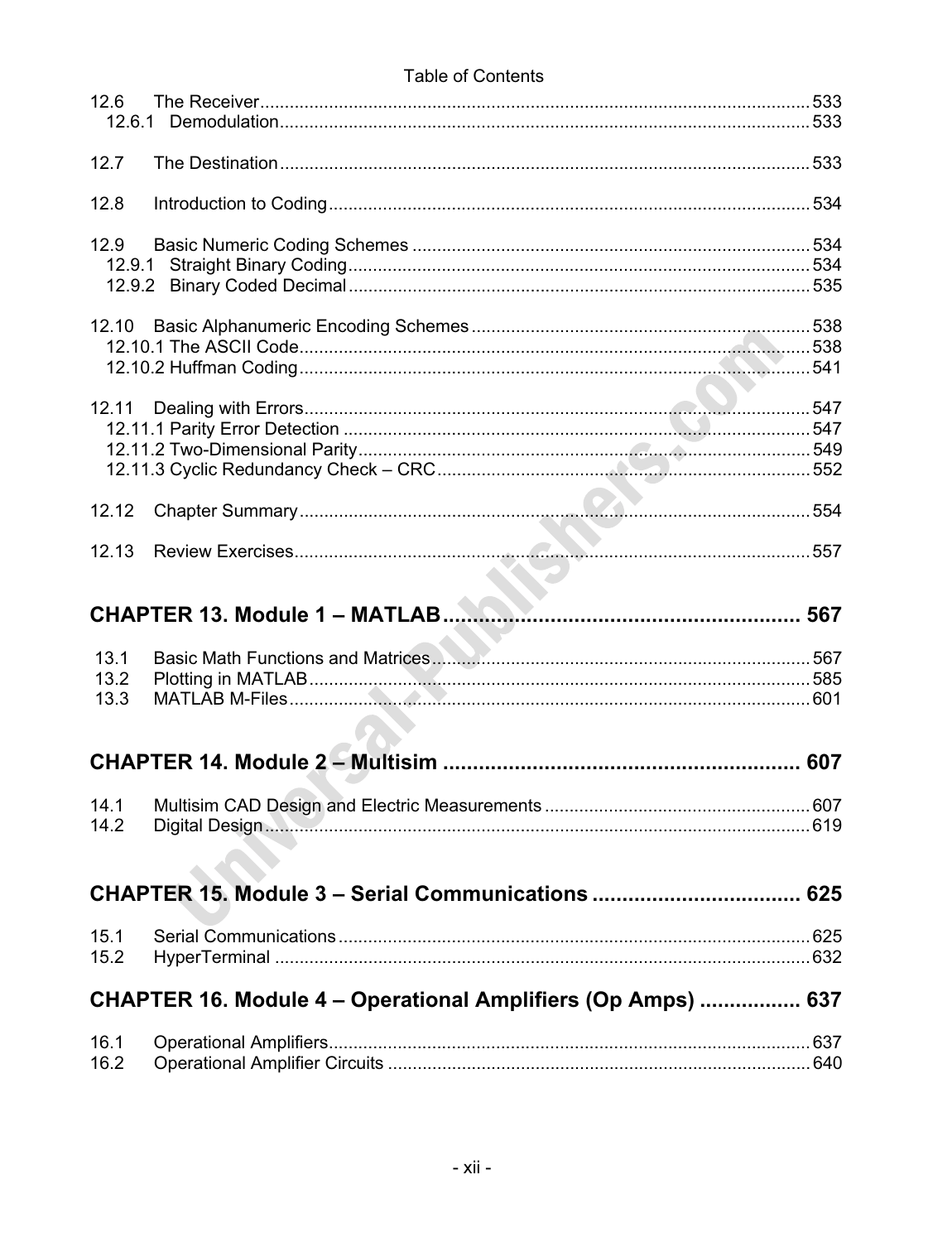12.6 The Receiver ... 533
  12.6.1 Demodulation ... 533

12.7 The Destination ... 533

12.8 Introduction to Coding ... 534

12.9 Basic Numeric Coding Schemes ... 534
  12.9.1 Straight Binary Coding ... 534
  12.9.2 Binary Coded Decimal ... 535

12.10 Basic Alphanumeric Encoding Schemes ... 538
  12.10.1 The ASCII Code ... 538
  12.10.2 Huffman Coding ... 541

12.11 Dealing with Errors ... 547
  12.11.1 Parity Error Detection ... 547
  12.11.2 Two-Dimensional Parity ... 549
  12.11.3 Cyclic Redundancy Check – CRC ... 552

12.12 Chapter Summary ... 554

12.13 Review Exercises ... 557

## CHAPTER 13. Module 1 – MATLAB ... 567

13.1 Basic Math Functions and Matrices ... 567
13.2 Plotting in MATLAB ... 585
13.3 MATLAB M-Files ... 601

## CHAPTER 14. Module 2 – Multisim ... 607

14.1 Multisim CAD Design and Electric Measurements ... 607
14.2 Digital Design ... 619

## CHAPTER 15. Module 3 – Serial Communications ... 625

15.1 Serial Communications ... 625
15.2 HyperTerminal ... 632

## CHAPTER 16. Module 4 – Operational Amplifiers (Op Amps) ... 637

16.1 Operational Amplifiers ... 637
16.2 Operational Amplifier Circuits ... 640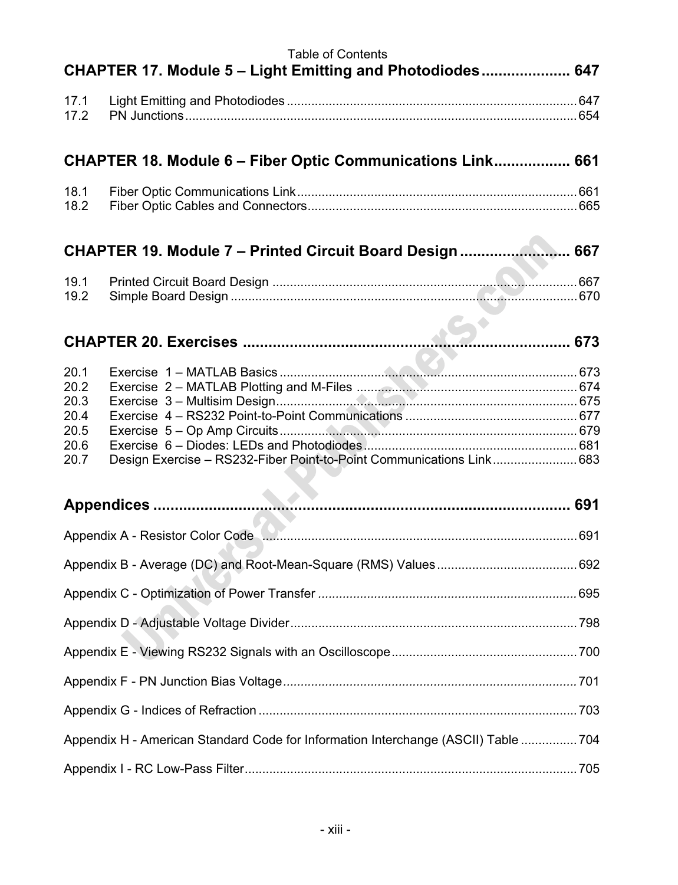Table of Contents

## CHAPTER 17. Module 5 – Light Emitting and Photodiodes ..................... 647

17.1 Light Emitting and Photodiodes ..................... 647
17.2 PN Junctions ..................... 654

## CHAPTER 18. Module 6 – Fiber Optic Communications Link .................. 661

18.1 Fiber Optic Communications Link ..................... 661
18.2 Fiber Optic Cables and Connectors ..................... 665

## CHAPTER 19. Module 7 – Printed Circuit Board Design ......................... 667

19.1 Printed Circuit Board Design ..................... 667
19.2 Simple Board Design ..................... 670

## CHAPTER 20. Exercises ..................... 673

20.1 Exercise 1 – MATLAB Basics ..................... 673
20.2 Exercise 2 – MATLAB Plotting and M-Files ..................... 674
20.3 Exercise 3 – Multisim Design ..................... 675
20.4 Exercise 4 – RS232 Point-to-Point Communications ..................... 677
20.5 Exercise 5 – Op Amp Circuits ..................... 679
20.6 Exercise 6 – Diodes: LEDs and Photodiodes ..................... 681
20.7 Design Exercise – RS232-Fiber Point-to-Point Communications Link ..................... 683

## Appendices ..................... 691

Appendix A - Resistor Color Code ..................... 691

Appendix B - Average (DC) and Root-Mean-Square (RMS) Values ..................... 692

Appendix C - Optimization of Power Transfer ..................... 695

Appendix D - Adjustable Voltage Divider ..................... 798

Appendix E - Viewing RS232 Signals with an Oscilloscope ..................... 700

Appendix F - PN Junction Bias Voltage ..................... 701

Appendix G - Indices of Refraction ..................... 703

Appendix H - American Standard Code for Information Interchange (ASCII) Table ..................... 704

Appendix I - RC Low-Pass Filter ..................... 705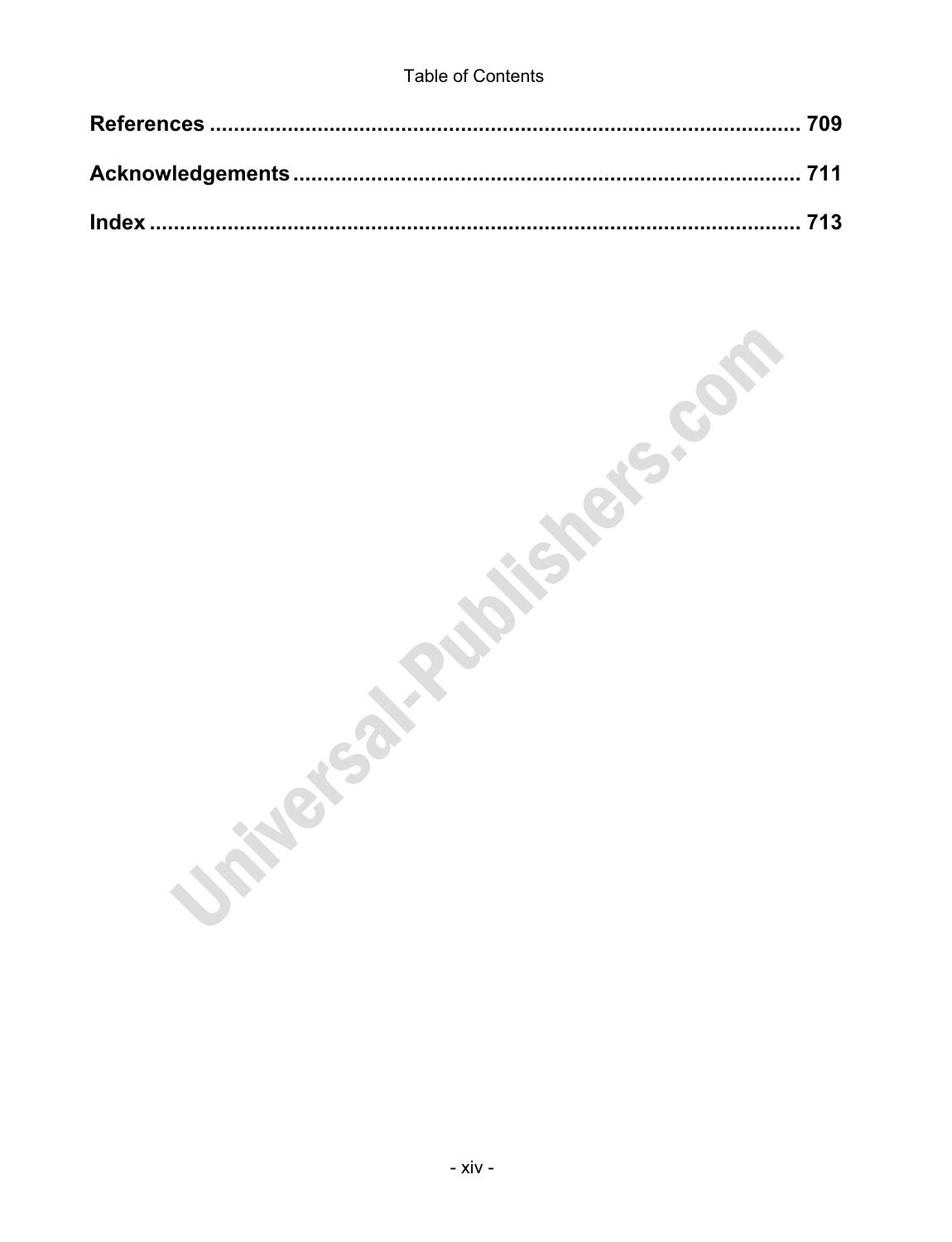**References ........................................................................................ 709**

**Acknowledgements .......................................................................... 711**

**Index ................................................................................................. 713**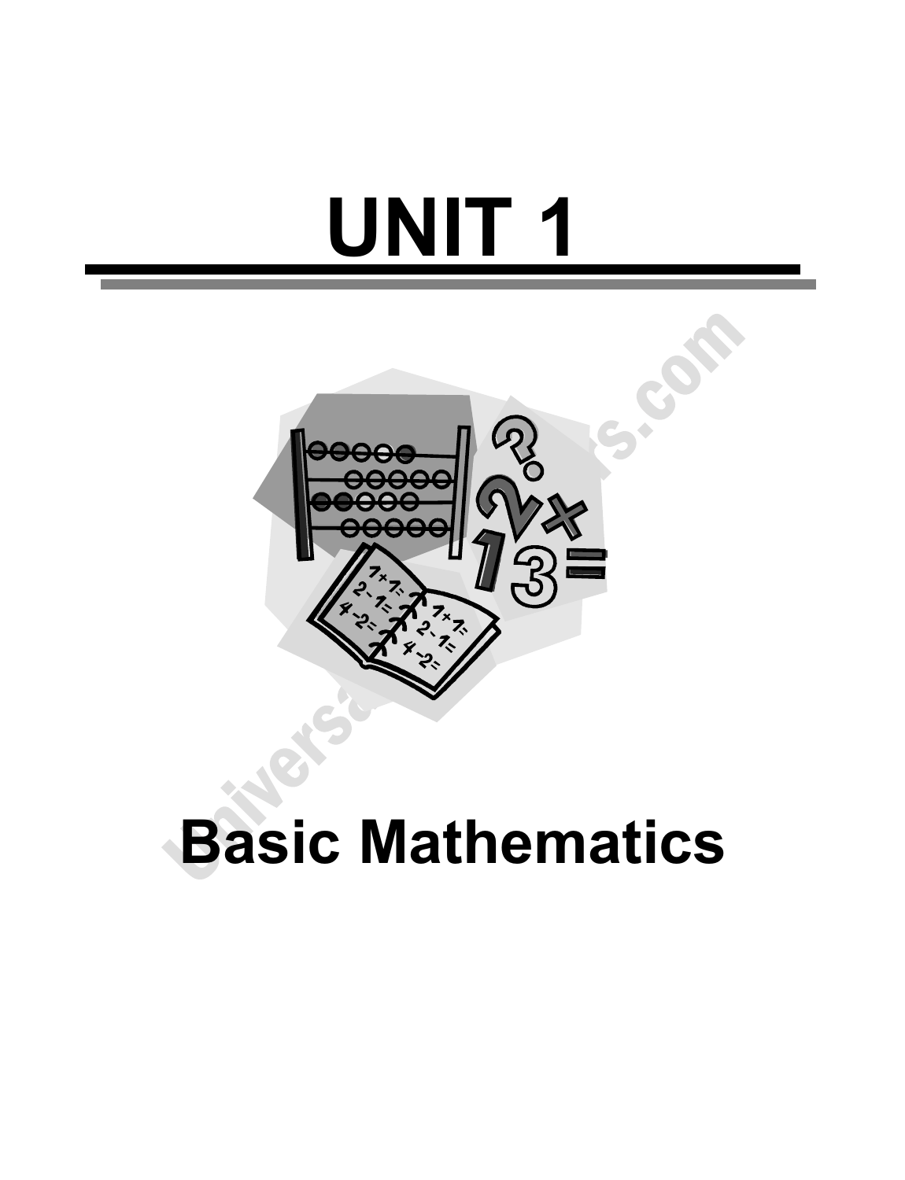# UNIT 1

# Basic Mathematics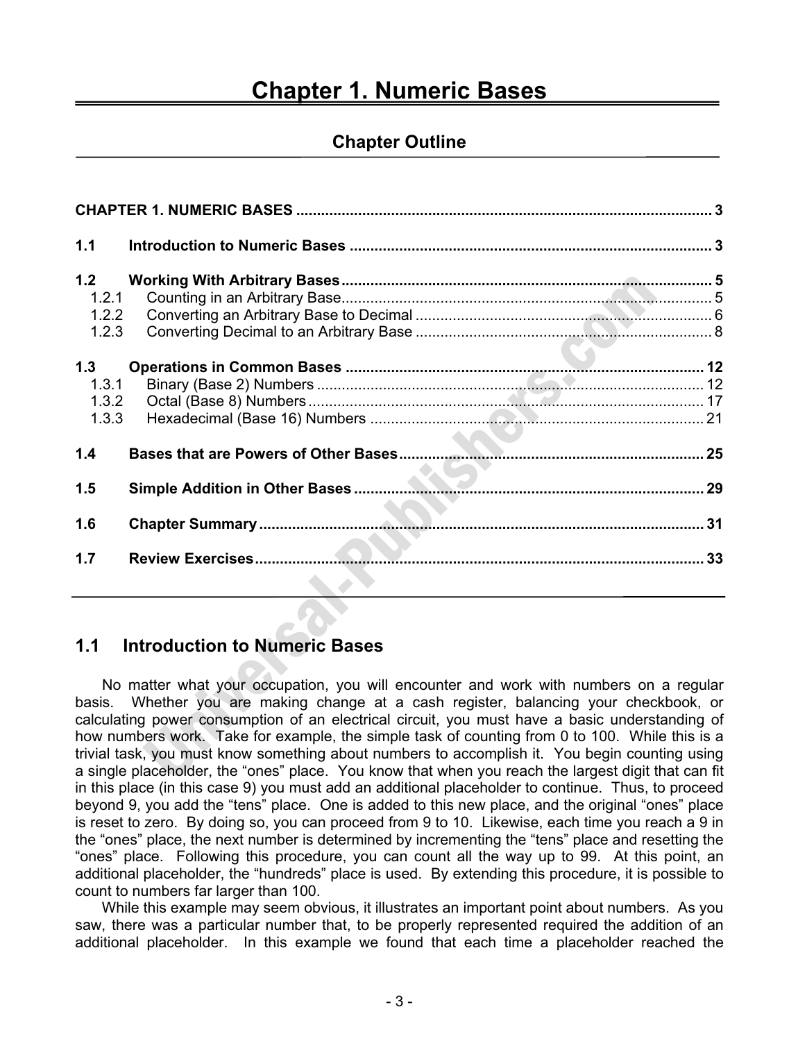# Chapter 1. Numeric Bases

## Chapter Outline

**CHAPTER 1. NUMERIC BASES** .................................................. 3

**1.1 Introduction to Numeric Bases** .................................................. 3

**1.2 Working With Arbitrary Bases** .................................................. 5
- 1.2.1 Counting in an Arbitrary Base .................................................. 5
- 1.2.2 Converting an Arbitrary Base to Decimal .................................................. 6
- 1.2.3 Converting Decimal to an Arbitrary Base .................................................. 8

**1.3 Operations in Common Bases** .................................................. 12
- 1.3.1 Binary (Base 2) Numbers .................................................. 12
- 1.3.2 Octal (Base 8) Numbers .................................................. 17
- 1.3.3 Hexadecimal (Base 16) Numbers .................................................. 21

**1.4 Bases that are Powers of Other Bases** .................................................. 25

**1.5 Simple Addition in Other Bases** .................................................. 29

**1.6 Chapter Summary** .................................................. 31

**1.7 Review Exercises** .................................................. 33

## 1.1 Introduction to Numeric Bases

No matter what your occupation, you will encounter and work with numbers on a regular basis. Whether you are making change at a cash register, balancing your checkbook, or calculating power consumption of an electrical circuit, you must have a basic understanding of how numbers work. Take for example, the simple task of counting from 0 to 100. While this is a trivial task, you must know something about numbers to accomplish it. You begin counting using a single placeholder, the "ones" place. You know that when you reach the largest digit that can fit in this place (in this case 9) you must add an additional placeholder to continue. Thus, to proceed beyond 9, you add the "tens" place. One is added to this new place, and the original "ones" place is reset to zero. By doing so, you can proceed from 9 to 10. Likewise, each time you reach a 9 in the "ones" place, the next number is determined by incrementing the "tens" place and resetting the "ones" place. Following this procedure, you can count all the way up to 99. At this point, an additional placeholder, the "hundreds" place is used. By extending this procedure, it is possible to count to numbers far larger than 100.

While this example may seem obvious, it illustrates an important point about numbers. As you saw, there was a particular number that, to be properly represented required the addition of an additional placeholder. In this example we found that each time a placeholder reached the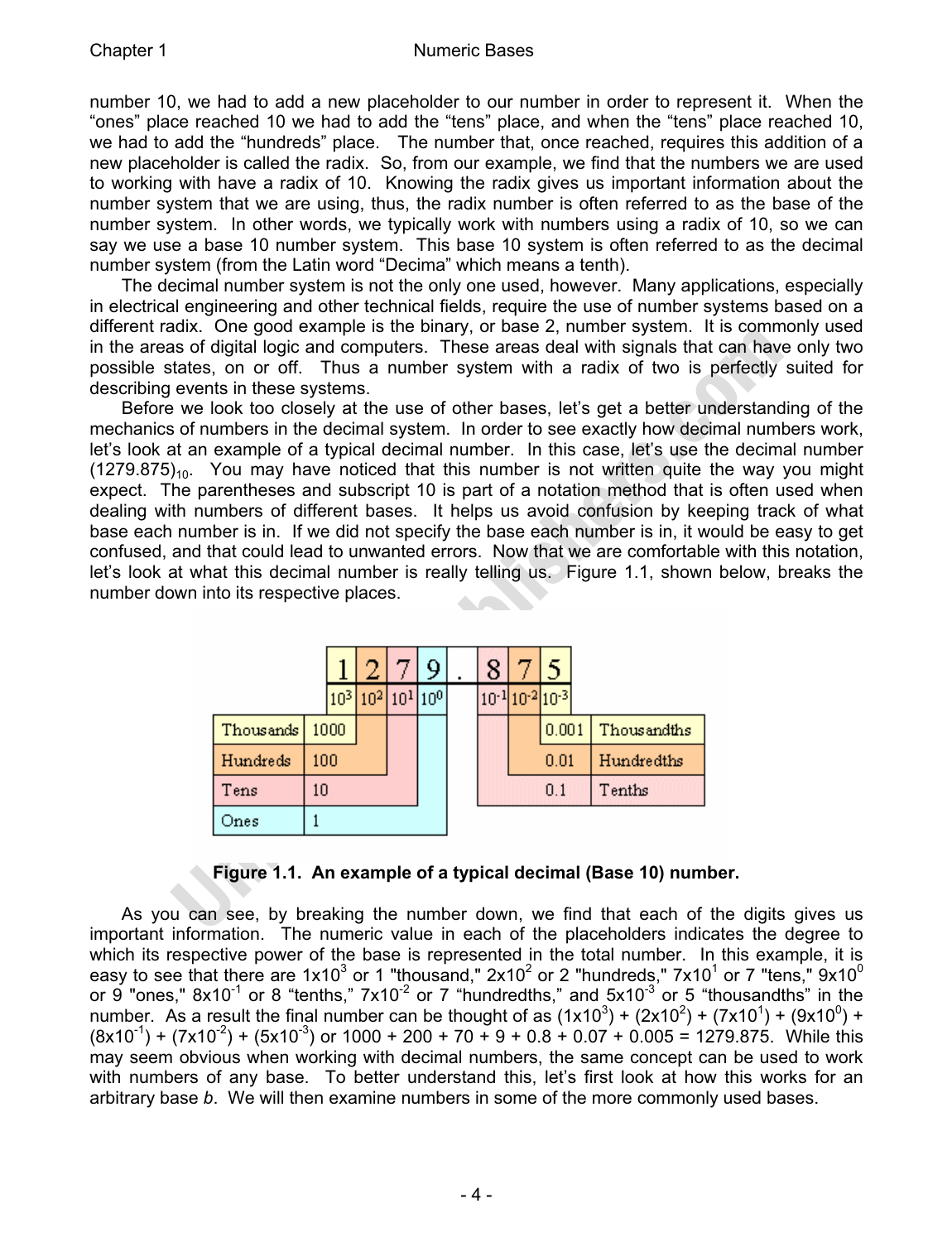number 10, we had to add a new placeholder to our number in order to represent it. When the "ones" place reached 10 we had to add the "tens" place, and when the "tens" place reached 10, we had to add the "hundreds" place. The number that, once reached, requires this addition of a new placeholder is called the radix. So, from our example, we find that the numbers we are used to working with have a radix of 10. Knowing the radix gives us important information about the number system that we are using, thus, the radix number is often referred to as the base of the number system. In other words, we typically work with numbers using a radix of 10, so we can say we use a base 10 number system. This base 10 system is often referred to as the decimal number system (from the Latin word "Decima" which means a tenth).

The decimal number system is not the only one used, however. Many applications, especially in electrical engineering and other technical fields, require the use of number systems based on a different radix. One good example is the binary, or base 2, number system. It is commonly used in the areas of digital logic and computers. These areas deal with signals that can have only two possible states, on or off. Thus a number system with a radix of two is perfectly suited for describing events in these systems.

Before we look too closely at the use of other bases, let's get a better understanding of the mechanics of numbers in the decimal system. In order to see exactly how decimal numbers work, let's look at an example of a typical decimal number. In this case, let's use the decimal number $(1279.875)_{10}$. You may have noticed that this number is not written quite the way you might expect. The parentheses and subscript 10 is part of a notation method that is often used when dealing with numbers of different bases. It helps us avoid confusion by keeping track of what base each number is in. If we did not specify the base each number is in, it would be easy to get confused, and that could lead to unwanted errors. Now that we are comfortable with this notation, let's look at what this decimal number is really telling us. Figure 1.1, shown below, breaks the number down into its respective places.

1 2 7 9 . 8 7 5

$10^3$ $10^2$ $10^1$ $10^0$ $10^{-1}$ $10^{-2}$ $10^{-3}$

Thousands 1000 — 0.001 Thousandths

Hundreds 100 — 0.01 Hundredths

Tens 10 — 0.1 Tenths

Ones 1

**Figure 1.1. An example of a typical decimal (Base 10) number.**

As you can see, by breaking the number down, we find that each of the digits gives us important information. The numeric value in each of the placeholders indicates the degree to which its respective power of the base is represented in the total number. In this example, it is easy to see that there are $1 \times 10^3$ or 1 "thousand," $2 \times 10^2$ or 2 "hundreds," $7 \times 10^1$ or 7 "tens," $9 \times 10^0$ or 9 "ones," $8 \times 10^{-1}$ or 8 "tenths," $7 \times 10^{-2}$ or 7 "hundredths," and $5 \times 10^{-3}$ or 5 "thousandths" in the number. As a result the final number can be thought of as $(1 \times 10^3) + (2 \times 10^2) + (7 \times 10^1) + (9 \times 10^0) + (8 \times 10^{-1}) + (7 \times 10^{-2}) + (5 \times 10^{-3})$ or $1000 + 200 + 70 + 9 + 0.8 + 0.07 + 0.005 = 1279.875$. While this may seem obvious when working with decimal numbers, the same concept can be used to work with numbers of any base. To better understand this, let's first look at how this works for an arbitrary base *b*. We will then examine numbers in some of the more commonly used bases.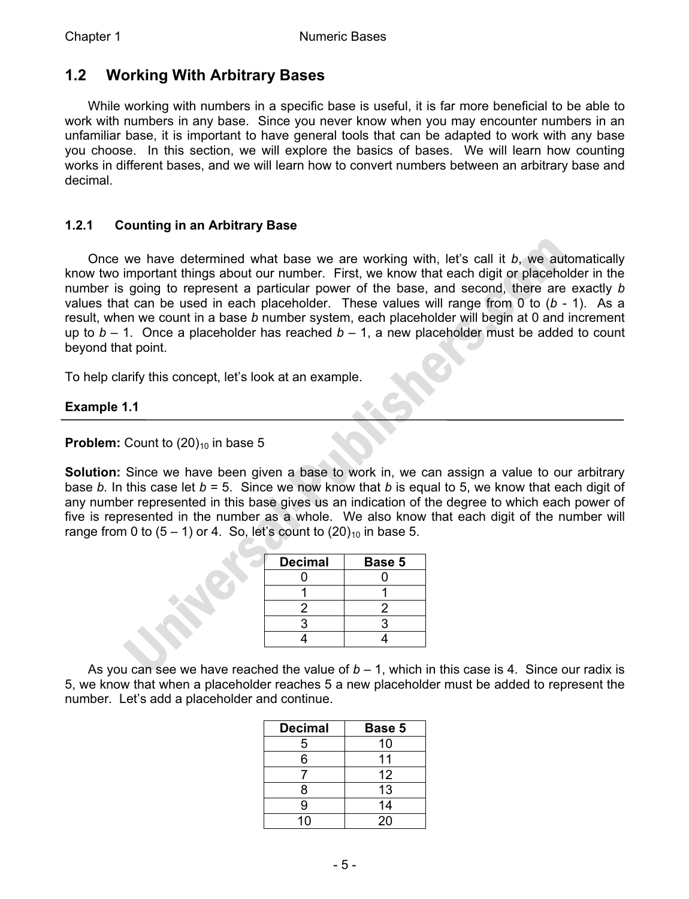## 1.2 Working With Arbitrary Bases

While working with numbers in a specific base is useful, it is far more beneficial to be able to work with numbers in any base. Since you never know when you may encounter numbers in an unfamiliar base, it is important to have general tools that can be adapted to work with any base you choose. In this section, we will explore the basics of bases. We will learn how counting works in different bases, and we will learn how to convert numbers between an arbitrary base and decimal.

### 1.2.1 Counting in an Arbitrary Base

Once we have determined what base we are working with, let's call it $b$, we automatically know two important things about our number. First, we know that each digit or placeholder in the number is going to represent a particular power of the base, and second, there are exactly $b$ values that can be used in each placeholder. These values will range from 0 to ($b$ - 1). As a result, when we count in a base $b$ number system, each placeholder will begin at 0 and increment up to $b$ – 1. Once a placeholder has reached $b$ – 1, a new placeholder must be added to count beyond that point.

To help clarify this concept, let's look at an example.

**Example 1.1**

---

**Problem:** Count to $(20)_{10}$ in base 5

**Solution:** Since we have been given a base to work in, we can assign a value to our arbitrary base $b$. In this case let $b$ = 5. Since we now know that $b$ is equal to 5, we know that each digit of any number represented in this base gives us an indication of the degree to which each power of five is represented in the number as a whole. We also know that each digit of the number will range from 0 to (5 – 1) or 4. So, let's count to $(20)_{10}$ in base 5.

| Decimal | Base 5 |
|---|---|
| 0 | 0 |
| 1 | 1 |
| 2 | 2 |
| 3 | 3 |
| 4 | 4 |

As you can see we have reached the value of $b$ – 1, which in this case is 4. Since our radix is 5, we know that when a placeholder reaches 5 a new placeholder must be added to represent the number. Let's add a placeholder and continue.

| Decimal | Base 5 |
|---|---|
| 5 | 10 |
| 6 | 11 |
| 7 | 12 |
| 8 | 13 |
| 9 | 14 |
| 10 | 20 |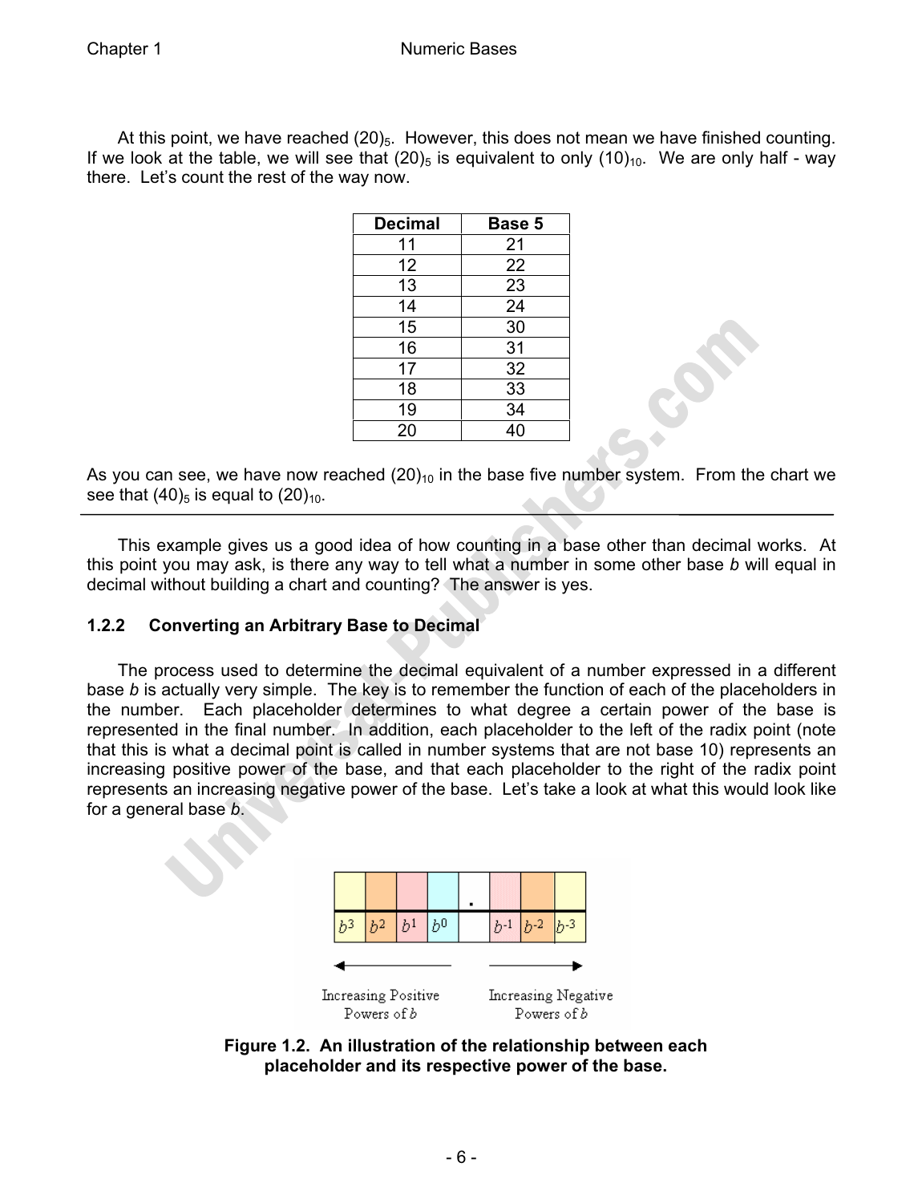At this point, we have reached $(20)_5$. However, this does not mean we have finished counting. If we look at the table, we will see that $(20)_5$ is equivalent to only $(10)_{10}$. We are only half - way there. Let's count the rest of the way now.

| Decimal | Base 5 |
|---|---|
| 11 | 21 |
| 12 | 22 |
| 13 | 23 |
| 14 | 24 |
| 15 | 30 |
| 16 | 31 |
| 17 | 32 |
| 18 | 33 |
| 19 | 34 |
| 20 | 40 |

As you can see, we have now reached $(20)_{10}$ in the base five number system. From the chart we see that $(40)_5$ is equal to $(20)_{10}$.

---

This example gives us a good idea of how counting in a base other than decimal works. At this point you may ask, is there any way to tell what a number in some other base *b* will equal in decimal without building a chart and counting? The answer is yes.

### 1.2.2 Converting an Arbitrary Base to Decimal

The process used to determine the decimal equivalent of a number expressed in a different base *b* is actually very simple. The key is to remember the function of each of the placeholders in the number. Each placeholder determines to what degree a certain power of the base is represented in the final number. In addition, each placeholder to the left of the radix point (note that this is what a decimal point is called in number systems that are not base 10) represents an increasing positive power of the base, and that each placeholder to the right of the radix point represents an increasing negative power of the base. Let's take a look at what this would look like for a general base *b*.

| | | | | . | | | |
|---|---|---|---|---|---|---|---|
| $b^3$ | $b^2$ | $b^1$ | $b^0$ | | $b^{-1}$ | $b^{-2}$ | $b^{-3}$ |

← Increasing Positive Powers of *b* Increasing Negative Powers of *b* →

**Figure 1.2. An illustration of the relationship between each placeholder and its respective power of the base.**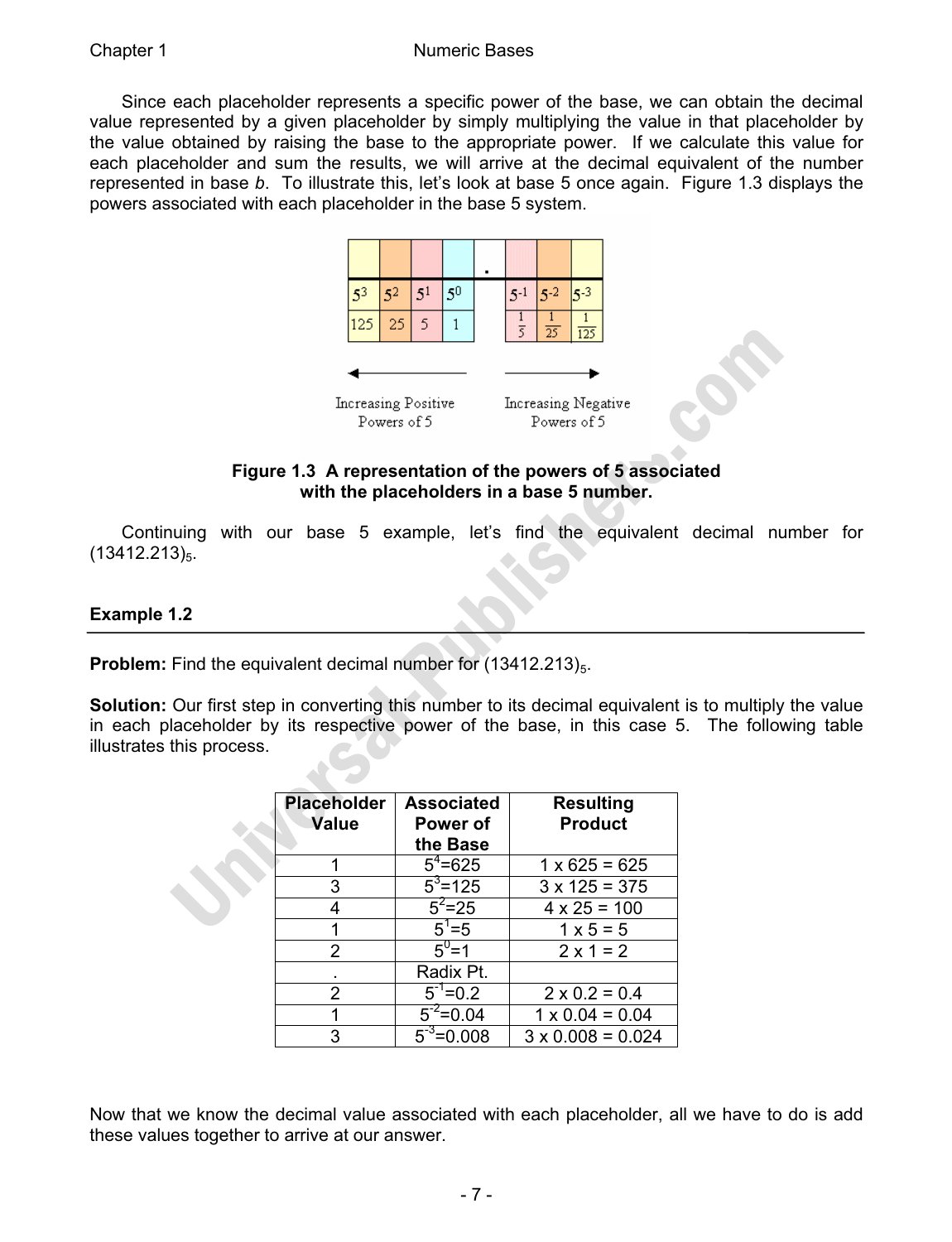Since each placeholder represents a specific power of the base, we can obtain the decimal value represented by a given placeholder by simply multiplying the value in that placeholder by the value obtained by raising the base to the appropriate power. If we calculate this value for each placeholder and sum the results, we will arrive at the decimal equivalent of the number represented in base *b*. To illustrate this, let's look at base 5 once again. Figure 1.3 displays the powers associated with each placeholder in the base 5 system.

| $5^3$ | $5^2$ | $5^1$ | $5^0$ | . | $5^{-1}$ | $5^{-2}$ | $5^{-3}$ |
|---|---|---|---|---|---|---|---|
| 125 | 25 | 5 | 1 | | $\frac{1}{5}$ | $\frac{1}{25}$ | $\frac{1}{125}$ |

← Increasing Positive Powers of 5 | Increasing Negative Powers of 5 →

**Figure 1.3 A representation of the powers of 5 associated with the placeholders in a base 5 number.**

Continuing with our base 5 example, let's find the equivalent decimal number for $(13412.213)_5$.

### Example 1.2

**Problem:** Find the equivalent decimal number for $(13412.213)_5$.

**Solution:** Our first step in converting this number to its decimal equivalent is to multiply the value in each placeholder by its respective power of the base, in this case 5. The following table illustrates this process.

| Placeholder Value | Associated Power of the Base | Resulting Product |
|---|---|---|
| 1 | $5^4$=625 | 1 x 625 = 625 |
| 3 | $5^3$=125 | 3 x 125 = 375 |
| 4 | $5^2$=25 | 4 x 25 = 100 |
| 1 | $5^1$=5 | 1 x 5 = 5 |
| 2 | $5^0$=1 | 2 x 1 = 2 |
| . | Radix Pt. | |
| 2 | $5^{-1}$=0.2 | 2 x 0.2 = 0.4 |
| 1 | $5^{-2}$=0.04 | 1 x 0.04 = 0.04 |
| 3 | $5^{-3}$=0.008 | 3 x 0.008 = 0.024 |

Now that we know the decimal value associated with each placeholder, all we have to do is add these values together to arrive at our answer.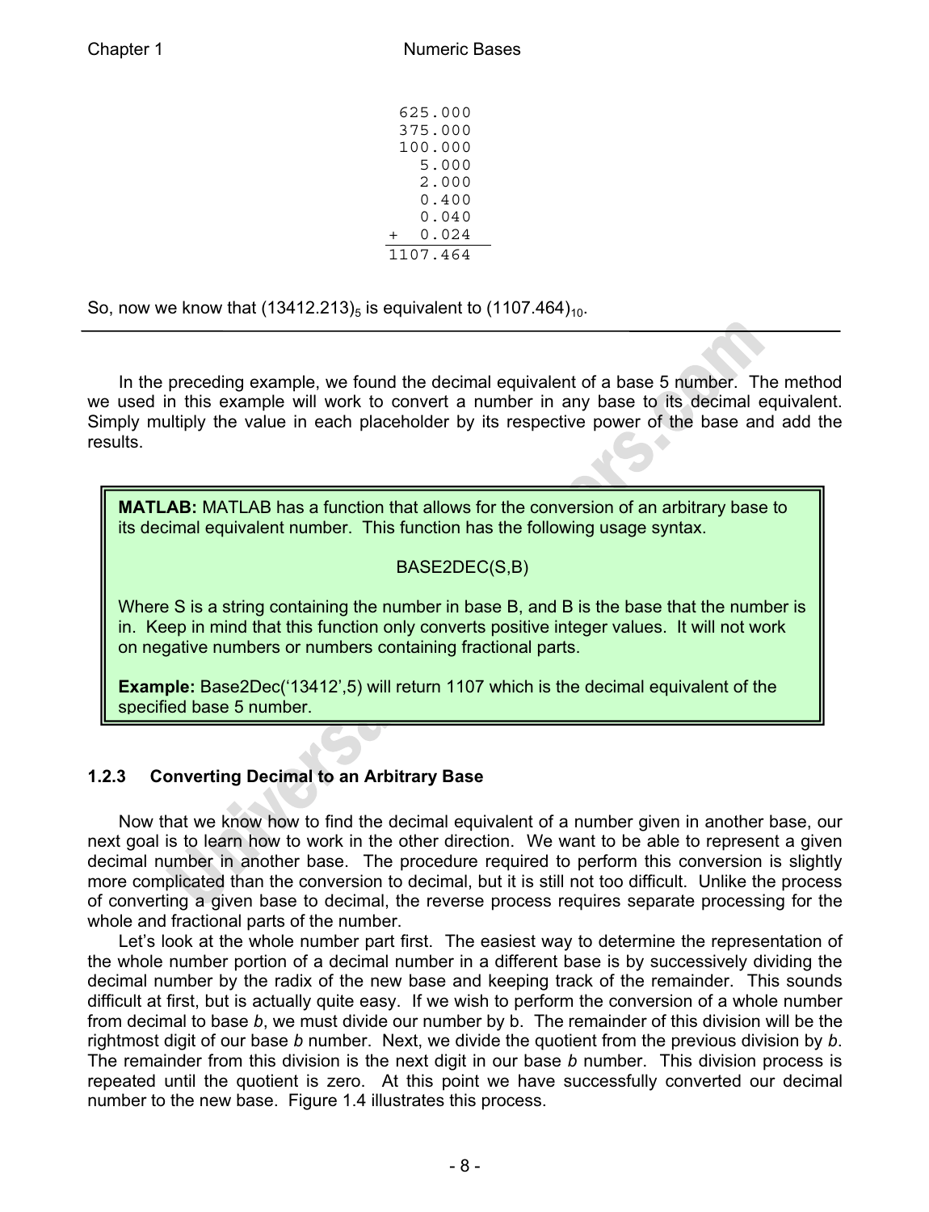```
 625.000
 375.000
 100.000
   5.000
   2.000
   0.400
   0.040
+  0.024
1107.464
```

So, now we know that $(13412.213)_5$ is equivalent to $(1107.464)_{10}$.

---

In the preceding example, we found the decimal equivalent of a base 5 number. The method we used in this example will work to convert a number in any base to its decimal equivalent. Simply multiply the value in each placeholder by its respective power of the base and add the results.

> **MATLAB:** MATLAB has a function that allows for the conversion of an arbitrary base to its decimal equivalent number. This function has the following usage syntax.
>
> BASE2DEC(S,B)
>
> Where S is a string containing the number in base B, and B is the base that the number is in. Keep in mind that this function only converts positive integer values. It will not work on negative numbers or numbers containing fractional parts.
>
> **Example:** Base2Dec('13412',5) will return 1107 which is the decimal equivalent of the specified base 5 number.

### 1.2.3 Converting Decimal to an Arbitrary Base

Now that we know how to find the decimal equivalent of a number given in another base, our next goal is to learn how to work in the other direction. We want to be able to represent a given decimal number in another base. The procedure required to perform this conversion is slightly more complicated than the conversion to decimal, but it is still not too difficult. Unlike the process of converting a given base to decimal, the reverse process requires separate processing for the whole and fractional parts of the number.

Let's look at the whole number part first. The easiest way to determine the representation of the whole number portion of a decimal number in a different base is by successively dividing the decimal number by the radix of the new base and keeping track of the remainder. This sounds difficult at first, but is actually quite easy. If we wish to perform the conversion of a whole number from decimal to base *b*, we must divide our number by b. The remainder of this division will be the rightmost digit of our base *b* number. Next, we divide the quotient from the previous division by *b*. The remainder from this division is the next digit in our base *b* number. This division process is repeated until the quotient is zero. At this point we have successfully converted our decimal number to the new base. Figure 1.4 illustrates this process.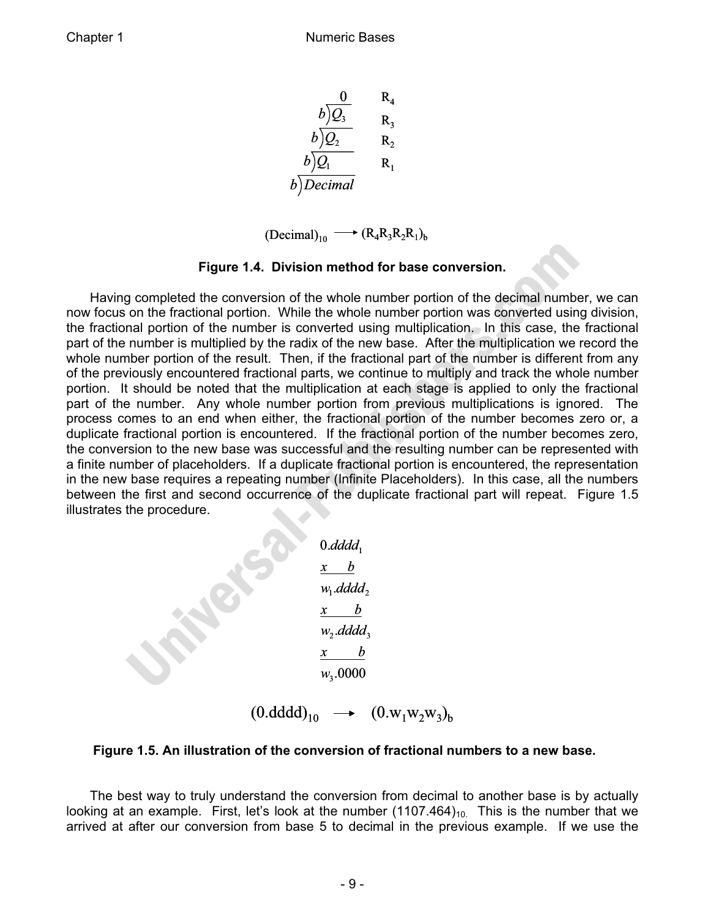$$
\begin{array}{rl}
0 & R_4 \\
b\overline{)Q_3} & R_3 \\
b\overline{)Q_2} & R_2 \\
b\overline{)Q_1} & R_1 \\
b\overline{)Decimal} &
\end{array}
$$

$$(\text{Decimal})_{10} \longrightarrow (R_4R_3R_2R_1)_b$$

**Figure 1.4. Division method for base conversion.**

Having completed the conversion of the whole number portion of the decimal number, we can now focus on the fractional portion. While the whole number portion was converted using division, the fractional portion of the number is converted using multiplication. In this case, the fractional part of the number is multiplied by the radix of the new base. After the multiplication we record the whole number portion of the result. Then, if the fractional part of the number is different from any of the previously encountered fractional parts, we continue to multiply and track the whole number portion. It should be noted that the multiplication at each stage is applied to only the fractional part of the number. Any whole number portion from previous multiplications is ignored. The process comes to an end when either, the fractional portion of the number becomes zero or, a duplicate fractional portion is encountered. If the fractional portion of the number becomes zero, the conversion to the new base was successful and the resulting number can be represented with a finite number of placeholders. If a duplicate fractional portion is encountered, the representation in the new base requires a repeating number (Infinite Placeholders). In this case, all the numbers between the first and second occurrence of the duplicate fractional part will repeat. Figure 1.5 illustrates the procedure.

$$
\begin{array}{l}
0.dddd_1 \\
\underline{x \quad b} \\
w_1.dddd_2 \\
\underline{x \quad\; b} \\
w_2.dddd_3 \\
\underline{x \quad\; b} \\
w_3.0000
\end{array}
$$

$$(0.\text{dddd})_{10} \longrightarrow (0.\text{w}_1\text{w}_2\text{w}_3)_b$$

**Figure 1.5. An illustration of the conversion of fractional numbers to a new base.**

The best way to truly understand the conversion from decimal to another base is by actually looking at an example. First, let's look at the number $(1107.464)_{10}$. This is the number that we arrived at after our conversion from base 5 to decimal in the previous example. If we use the